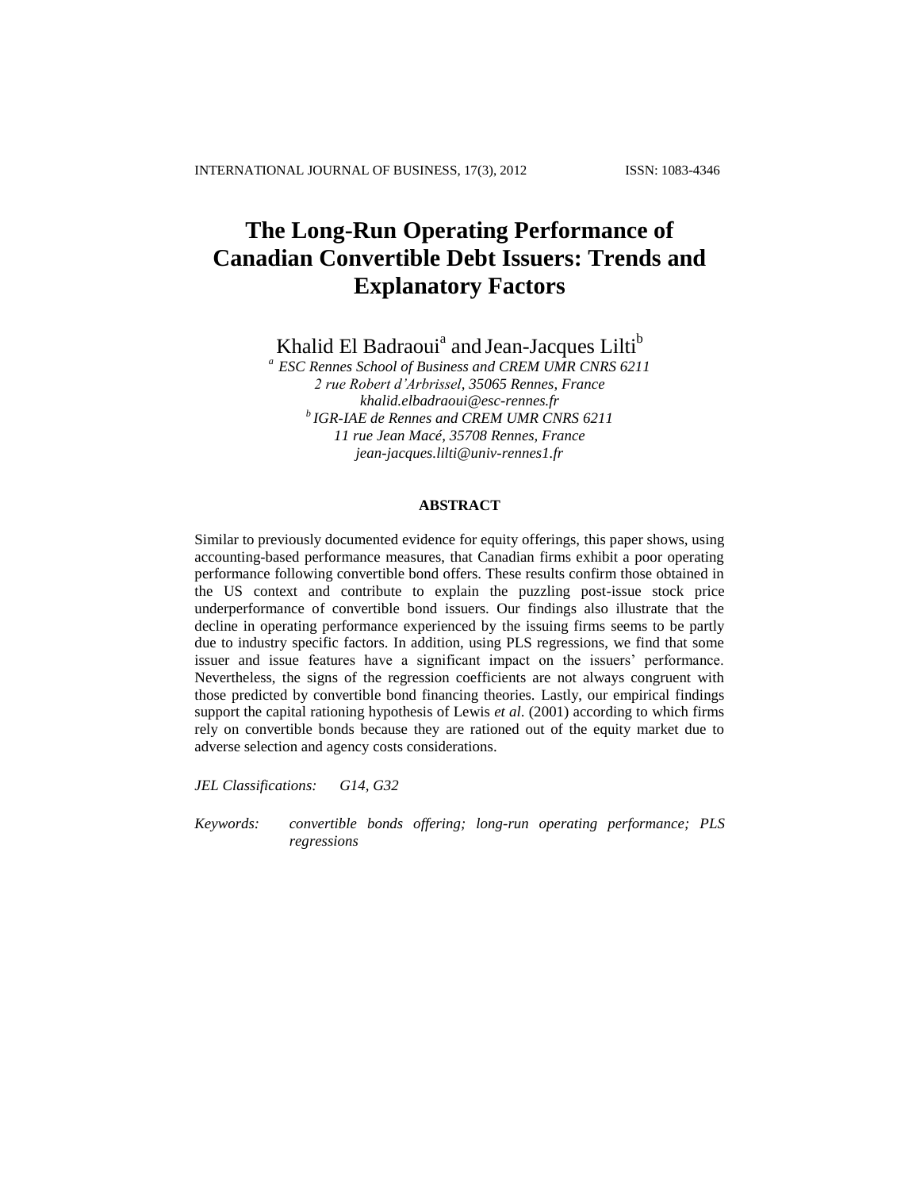# The Long-Run Operating Performance of Canadian Convertible Debt Issuers: Trends and Explanatory Factors

Khalid El Badraoui[a] and Jean-Jacques Lilti[b]

[a] *ESC Rennes School of Business and CREM UMR CNRS 6211*
*2 rue Robert d'Arbrissel, 35065 Rennes, France*
*khalid.elbadraoui@esc-rennes.fr*
[b] *IGR-IAE de Rennes and CREM UMR CNRS 6211*
*11 rue Jean Macé, 35708 Rennes, France*
*jean-jacques.lilti@univ-rennes1.fr*

## ABSTRACT

Similar to previously documented evidence for equity offerings, this paper shows, using accounting-based performance measures, that Canadian firms exhibit a poor operating performance following convertible bond offers. These results confirm those obtained in the US context and contribute to explain the puzzling post-issue stock price underperformance of convertible bond issuers. Our findings also illustrate that the decline in operating performance experienced by the issuing firms seems to be partly due to industry specific factors. In addition, using PLS regressions, we find that some issuer and issue features have a significant impact on the issuers' performance. Nevertheless, the signs of the regression coefficients are not always congruent with those predicted by convertible bond financing theories. Lastly, our empirical findings support the capital rationing hypothesis of Lewis *et al*. (2001) according to which firms rely on convertible bonds because they are rationed out of the equity market due to adverse selection and agency costs considerations.

*JEL Classifications:* *G14, G32*

*Keywords:* *convertible bonds offering; long-run operating performance; PLS regressions*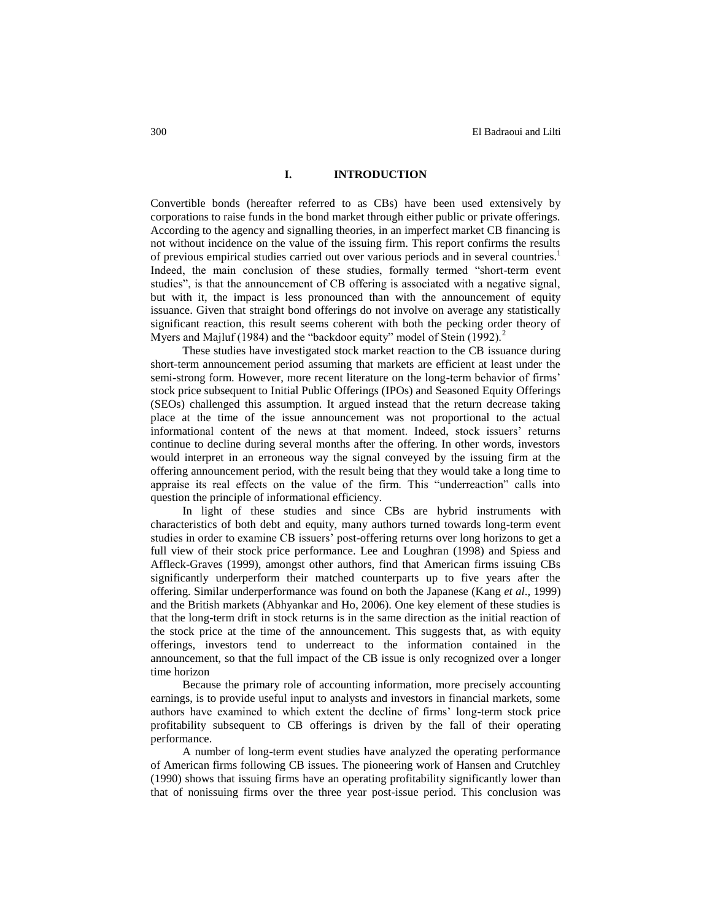## I. INTRODUCTION

Convertible bonds (hereafter referred to as CBs) have been used extensively by corporations to raise funds in the bond market through either public or private offerings. According to the agency and signalling theories, in an imperfect market CB financing is not without incidence on the value of the issuing firm. This report confirms the results of previous empirical studies carried out over various periods and in several countries.[1] Indeed, the main conclusion of these studies, formally termed "short-term event studies", is that the announcement of CB offering is associated with a negative signal, but with it, the impact is less pronounced than with the announcement of equity issuance. Given that straight bond offerings do not involve on average any statistically significant reaction, this result seems coherent with both the pecking order theory of Myers and Majluf (1984) and the "backdoor equity" model of Stein (1992).[2]

These studies have investigated stock market reaction to the CB issuance during short-term announcement period assuming that markets are efficient at least under the semi-strong form. However, more recent literature on the long-term behavior of firms' stock price subsequent to Initial Public Offerings (IPOs) and Seasoned Equity Offerings (SEOs) challenged this assumption. It argued instead that the return decrease taking place at the time of the issue announcement was not proportional to the actual informational content of the news at that moment. Indeed, stock issuers' returns continue to decline during several months after the offering. In other words, investors would interpret in an erroneous way the signal conveyed by the issuing firm at the offering announcement period, with the result being that they would take a long time to appraise its real effects on the value of the firm. This "underreaction" calls into question the principle of informational efficiency.

In light of these studies and since CBs are hybrid instruments with characteristics of both debt and equity, many authors turned towards long-term event studies in order to examine CB issuers' post-offering returns over long horizons to get a full view of their stock price performance. Lee and Loughran (1998) and Spiess and Affleck-Graves (1999), amongst other authors, find that American firms issuing CBs significantly underperform their matched counterparts up to five years after the offering. Similar underperformance was found on both the Japanese (Kang *et al*., 1999) and the British markets (Abhyankar and Ho, 2006). One key element of these studies is that the long-term drift in stock returns is in the same direction as the initial reaction of the stock price at the time of the announcement. This suggests that, as with equity offerings, investors tend to underreact to the information contained in the announcement, so that the full impact of the CB issue is only recognized over a longer time horizon

Because the primary role of accounting information, more precisely accounting earnings, is to provide useful input to analysts and investors in financial markets, some authors have examined to which extent the decline of firms' long-term stock price profitability subsequent to CB offerings is driven by the fall of their operating performance.

A number of long-term event studies have analyzed the operating performance of American firms following CB issues. The pioneering work of Hansen and Crutchley (1990) shows that issuing firms have an operating profitability significantly lower than that of nonissuing firms over the three year post-issue period. This conclusion was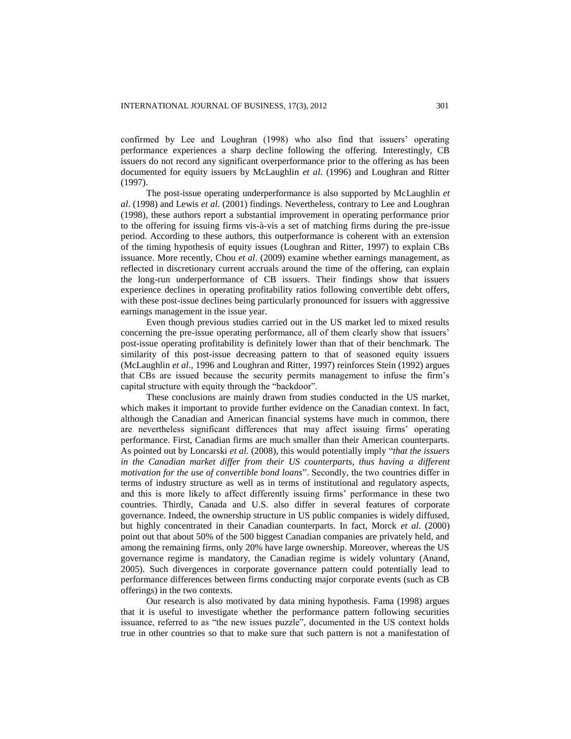confirmed by Lee and Loughran (1998) who also find that issuers' operating performance experiences a sharp decline following the offering. Interestingly, CB issuers do not record any significant overperformance prior to the offering as has been documented for equity issuers by McLaughlin *et al*. (1996) and Loughran and Ritter (1997).

The post-issue operating underperformance is also supported by McLaughlin *et al*. (1998) and Lewis *et al*. (2001) findings. Nevertheless, contrary to Lee and Loughran (1998), these authors report a substantial improvement in operating performance prior to the offering for issuing firms vis-à-vis a set of matching firms during the pre-issue period. According to these authors, this outperformance is coherent with an extension of the timing hypothesis of equity issues (Loughran and Ritter, 1997) to explain CBs issuance. More recently, Chou *et al*. (2009) examine whether earnings management, as reflected in discretionary current accruals around the time of the offering, can explain the long-run underperformance of CB issuers. Their findings show that issuers experience declines in operating profitability ratios following convertible debt offers, with these post-issue declines being particularly pronounced for issuers with aggressive earnings management in the issue year.

Even though previous studies carried out in the US market led to mixed results concerning the pre-issue operating performance, all of them clearly show that issuers' post-issue operating profitability is definitely lower than that of their benchmark. The similarity of this post-issue decreasing pattern to that of seasoned equity issuers (McLaughlin *et al*., 1996 and Loughran and Ritter, 1997) reinforces Stein (1992) argues that CBs are issued because the security permits management to infuse the firm's capital structure with equity through the "backdoor".

These conclusions are mainly drawn from studies conducted in the US market, which makes it important to provide further evidence on the Canadian context. In fact, although the Canadian and American financial systems have much in common, there are nevertheless significant differences that may affect issuing firms' operating performance. First, Canadian firms are much smaller than their American counterparts. As pointed out by Loncarski *et al*. (2008), this would potentially imply "*that the issuers in the Canadian market differ from their US counterparts, thus having a different motivation for the use of convertible bond loans*". Secondly, the two countries differ in terms of industry structure as well as in terms of institutional and regulatory aspects, and this is more likely to affect differently issuing firms' performance in these two countries. Thirdly, Canada and U.S. also differ in several features of corporate governance. Indeed, the ownership structure in US public companies is widely diffused, but highly concentrated in their Canadian counterparts. In fact, Morck *et al*. (2000) point out that about 50% of the 500 biggest Canadian companies are privately held, and among the remaining firms, only 20% have large ownership. Moreover, whereas the US governance regime is mandatory, the Canadian regime is widely voluntary (Anand, 2005). Such divergences in corporate governance pattern could potentially lead to performance differences between firms conducting major corporate events (such as CB offerings) in the two contexts.

Our research is also motivated by data mining hypothesis. Fama (1998) argues that it is useful to investigate whether the performance pattern following securities issuance, referred to as "the new issues puzzle", documented in the US context holds true in other countries so that to make sure that such pattern is not a manifestation of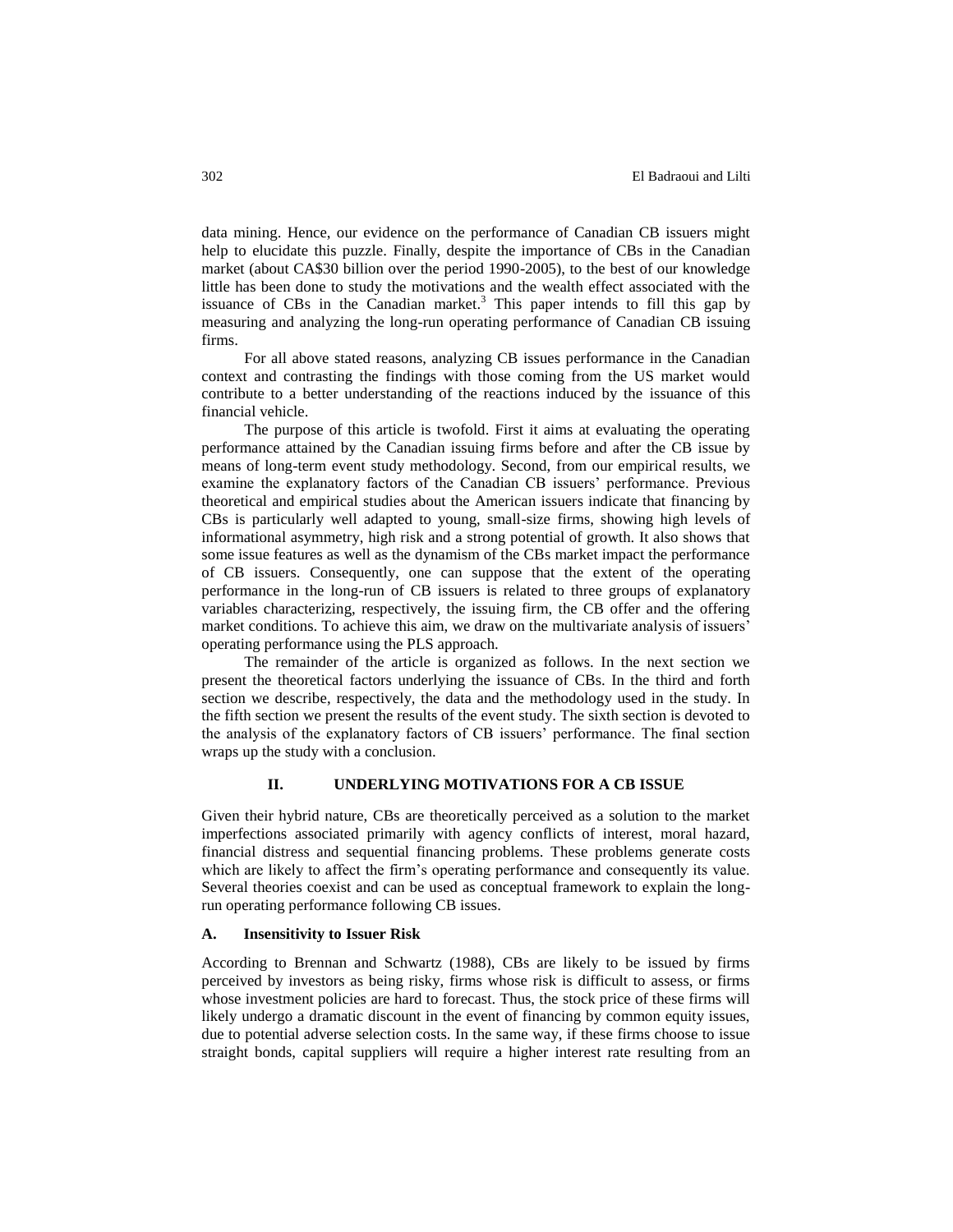data mining. Hence, our evidence on the performance of Canadian CB issuers might help to elucidate this puzzle. Finally, despite the importance of CBs in the Canadian market (about CA$30 billion over the period 1990-2005), to the best of our knowledge little has been done to study the motivations and the wealth effect associated with the issuance of CBs in the Canadian market.[3] This paper intends to fill this gap by measuring and analyzing the long-run operating performance of Canadian CB issuing firms.

For all above stated reasons, analyzing CB issues performance in the Canadian context and contrasting the findings with those coming from the US market would contribute to a better understanding of the reactions induced by the issuance of this financial vehicle.

The purpose of this article is twofold. First it aims at evaluating the operating performance attained by the Canadian issuing firms before and after the CB issue by means of long-term event study methodology. Second, from our empirical results, we examine the explanatory factors of the Canadian CB issuers' performance. Previous theoretical and empirical studies about the American issuers indicate that financing by CBs is particularly well adapted to young, small-size firms, showing high levels of informational asymmetry, high risk and a strong potential of growth. It also shows that some issue features as well as the dynamism of the CBs market impact the performance of CB issuers. Consequently, one can suppose that the extent of the operating performance in the long-run of CB issuers is related to three groups of explanatory variables characterizing, respectively, the issuing firm, the CB offer and the offering market conditions. To achieve this aim, we draw on the multivariate analysis of issuers' operating performance using the PLS approach.

The remainder of the article is organized as follows. In the next section we present the theoretical factors underlying the issuance of CBs. In the third and forth section we describe, respectively, the data and the methodology used in the study. In the fifth section we present the results of the event study. The sixth section is devoted to the analysis of the explanatory factors of CB issuers' performance. The final section wraps up the study with a conclusion.

## II. UNDERLYING MOTIVATIONS FOR A CB ISSUE

Given their hybrid nature, CBs are theoretically perceived as a solution to the market imperfections associated primarily with agency conflicts of interest, moral hazard, financial distress and sequential financing problems. These problems generate costs which are likely to affect the firm's operating performance and consequently its value. Several theories coexist and can be used as conceptual framework to explain the long-run operating performance following CB issues.

### A. Insensitivity to Issuer Risk

According to Brennan and Schwartz (1988), CBs are likely to be issued by firms perceived by investors as being risky, firms whose risk is difficult to assess, or firms whose investment policies are hard to forecast. Thus, the stock price of these firms will likely undergo a dramatic discount in the event of financing by common equity issues, due to potential adverse selection costs. In the same way, if these firms choose to issue straight bonds, capital suppliers will require a higher interest rate resulting from an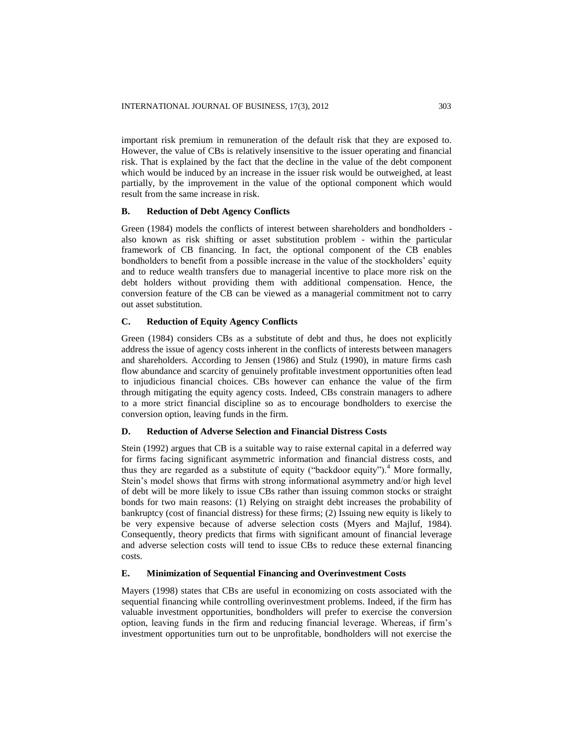important risk premium in remuneration of the default risk that they are exposed to. However, the value of CBs is relatively insensitive to the issuer operating and financial risk. That is explained by the fact that the decline in the value of the debt component which would be induced by an increase in the issuer risk would be outweighed, at least partially, by the improvement in the value of the optional component which would result from the same increase in risk.

### B. Reduction of Debt Agency Conflicts

Green (1984) models the conflicts of interest between shareholders and bondholders - also known as risk shifting or asset substitution problem - within the particular framework of CB financing. In fact, the optional component of the CB enables bondholders to benefit from a possible increase in the value of the stockholders' equity and to reduce wealth transfers due to managerial incentive to place more risk on the debt holders without providing them with additional compensation. Hence, the conversion feature of the CB can be viewed as a managerial commitment not to carry out asset substitution.

### C. Reduction of Equity Agency Conflicts

Green (1984) considers CBs as a substitute of debt and thus, he does not explicitly address the issue of agency costs inherent in the conflicts of interests between managers and shareholders. According to Jensen (1986) and Stulz (1990), in mature firms cash flow abundance and scarcity of genuinely profitable investment opportunities often lead to injudicious financial choices. CBs however can enhance the value of the firm through mitigating the equity agency costs. Indeed, CBs constrain managers to adhere to a more strict financial discipline so as to encourage bondholders to exercise the conversion option, leaving funds in the firm.

### D. Reduction of Adverse Selection and Financial Distress Costs

Stein (1992) argues that CB is a suitable way to raise external capital in a deferred way for firms facing significant asymmetric information and financial distress costs, and thus they are regarded as a substitute of equity ("backdoor equity").[4] More formally, Stein's model shows that firms with strong informational asymmetry and/or high level of debt will be more likely to issue CBs rather than issuing common stocks or straight bonds for two main reasons: (1) Relying on straight debt increases the probability of bankruptcy (cost of financial distress) for these firms; (2) Issuing new equity is likely to be very expensive because of adverse selection costs (Myers and Majluf, 1984). Consequently, theory predicts that firms with significant amount of financial leverage and adverse selection costs will tend to issue CBs to reduce these external financing costs.

### E. Minimization of Sequential Financing and Overinvestment Costs

Mayers (1998) states that CBs are useful in economizing on costs associated with the sequential financing while controlling overinvestment problems. Indeed, if the firm has valuable investment opportunities, bondholders will prefer to exercise the conversion option, leaving funds in the firm and reducing financial leverage. Whereas, if firm's investment opportunities turn out to be unprofitable, bondholders will not exercise the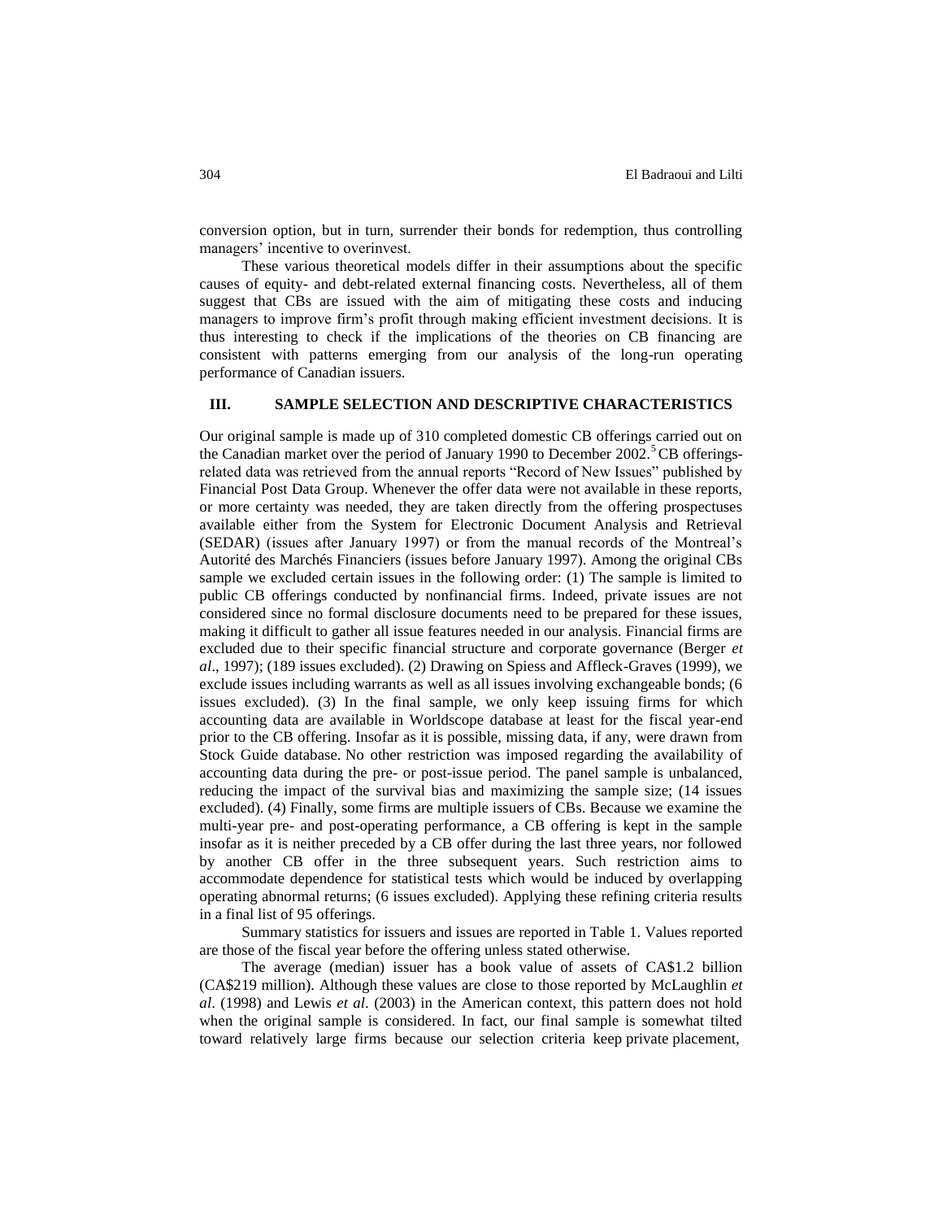conversion option, but in turn, surrender their bonds for redemption, thus controlling managers' incentive to overinvest.

These various theoretical models differ in their assumptions about the specific causes of equity- and debt-related external financing costs. Nevertheless, all of them suggest that CBs are issued with the aim of mitigating these costs and inducing managers to improve firm's profit through making efficient investment decisions. It is thus interesting to check if the implications of the theories on CB financing are consistent with patterns emerging from our analysis of the long-run operating performance of Canadian issuers.

## III. SAMPLE SELECTION AND DESCRIPTIVE CHARACTERISTICS

Our original sample is made up of 310 completed domestic CB offerings carried out on the Canadian market over the period of January 1990 to December 2002.[5] CB offerings-related data was retrieved from the annual reports "Record of New Issues" published by Financial Post Data Group. Whenever the offer data were not available in these reports, or more certainty was needed, they are taken directly from the offering prospectuses available either from the System for Electronic Document Analysis and Retrieval (SEDAR) (issues after January 1997) or from the manual records of the Montreal's Autorité des Marchés Financiers (issues before January 1997). Among the original CBs sample we excluded certain issues in the following order: (1) The sample is limited to public CB offerings conducted by nonfinancial firms. Indeed, private issues are not considered since no formal disclosure documents need to be prepared for these issues, making it difficult to gather all issue features needed in our analysis. Financial firms are excluded due to their specific financial structure and corporate governance (Berger *et al*., 1997); (189 issues excluded). (2) Drawing on Spiess and Affleck-Graves (1999), we exclude issues including warrants as well as all issues involving exchangeable bonds; (6 issues excluded). (3) In the final sample, we only keep issuing firms for which accounting data are available in Worldscope database at least for the fiscal year-end prior to the CB offering. Insofar as it is possible, missing data, if any, were drawn from Stock Guide database. No other restriction was imposed regarding the availability of accounting data during the pre- or post-issue period. The panel sample is unbalanced, reducing the impact of the survival bias and maximizing the sample size; (14 issues excluded). (4) Finally, some firms are multiple issuers of CBs. Because we examine the multi-year pre- and post-operating performance, a CB offering is kept in the sample insofar as it is neither preceded by a CB offer during the last three years, nor followed by another CB offer in the three subsequent years. Such restriction aims to accommodate dependence for statistical tests which would be induced by overlapping operating abnormal returns; (6 issues excluded). Applying these refining criteria results in a final list of 95 offerings.

Summary statistics for issuers and issues are reported in Table 1. Values reported are those of the fiscal year before the offering unless stated otherwise.

The average (median) issuer has a book value of assets of CA$1.2 billion (CA$219 million). Although these values are close to those reported by McLaughlin *et al*. (1998) and Lewis *et al*. (2003) in the American context, this pattern does not hold when the original sample is considered. In fact, our final sample is somewhat tilted toward relatively large firms because our selection criteria keep private placement,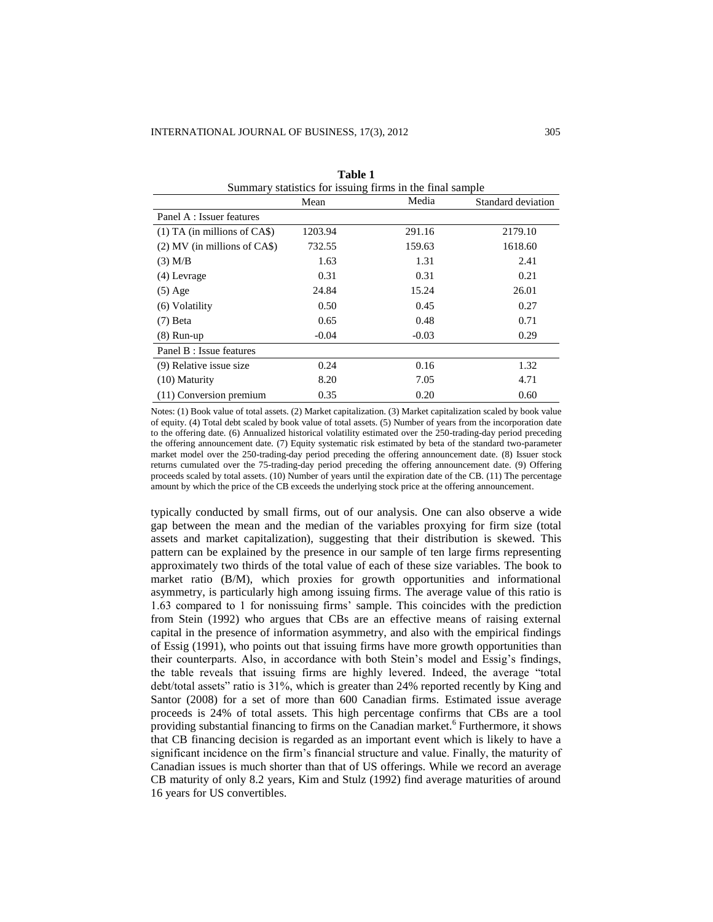**Table 1**
Summary statistics for issuing firms in the final sample

| | Mean | Media | Standard deviation |
|---|---|---|---|
| Panel A : Issuer features | | | |
| (1) TA (in millions of CA$) | 1203.94 | 291.16 | 2179.10 |
| (2) MV (in millions of CA$) | 732.55 | 159.63 | 1618.60 |
| (3) M/B | 1.63 | 1.31 | 2.41 |
| (4) Levrage | 0.31 | 0.31 | 0.21 |
| (5) Age | 24.84 | 15.24 | 26.01 |
| (6) Volatility | 0.50 | 0.45 | 0.27 |
| (7) Beta | 0.65 | 0.48 | 0.71 |
| (8) Run-up | -0.04 | -0.03 | 0.29 |
| Panel B : Issue features | | | |
| (9) Relative issue size | 0.24 | 0.16 | 1.32 |
| (10) Maturity | 8.20 | 7.05 | 4.71 |
| (11) Conversion premium | 0.35 | 0.20 | 0.60 |

Notes: (1) Book value of total assets. (2) Market capitalization. (3) Market capitalization scaled by book value of equity. (4) Total debt scaled by book value of total assets. (5) Number of years from the incorporation date to the offering date. (6) Annualized historical volatility estimated over the 250-trading-day period preceding the offering announcement date. (7) Equity systematic risk estimated by beta of the standard two-parameter market model over the 250-trading-day period preceding the offering announcement date. (8) Issuer stock returns cumulated over the 75-trading-day period preceding the offering announcement date. (9) Offering proceeds scaled by total assets. (10) Number of years until the expiration date of the CB. (11) The percentage amount by which the price of the CB exceeds the underlying stock price at the offering announcement.

typically conducted by small firms, out of our analysis. One can also observe a wide gap between the mean and the median of the variables proxying for firm size (total assets and market capitalization), suggesting that their distribution is skewed. This pattern can be explained by the presence in our sample of ten large firms representing approximately two thirds of the total value of each of these size variables. The book to market ratio (B/M), which proxies for growth opportunities and informational asymmetry, is particularly high among issuing firms. The average value of this ratio is 1.63 compared to 1 for nonissuing firms' sample. This coincides with the prediction from Stein (1992) who argues that CBs are an effective means of raising external capital in the presence of information asymmetry, and also with the empirical findings of Essig (1991), who points out that issuing firms have more growth opportunities than their counterparts. Also, in accordance with both Stein's model and Essig's findings, the table reveals that issuing firms are highly levered. Indeed, the average "total debt/total assets" ratio is 31%, which is greater than 24% reported recently by King and Santor (2008) for a set of more than 600 Canadian firms. Estimated issue average proceeds is 24% of total assets. This high percentage confirms that CBs are a tool providing substantial financing to firms on the Canadian market.[6] Furthermore, it shows that CB financing decision is regarded as an important event which is likely to have a significant incidence on the firm's financial structure and value. Finally, the maturity of Canadian issues is much shorter than that of US offerings. While we record an average CB maturity of only 8.2 years, Kim and Stulz (1992) find average maturities of around 16 years for US convertibles.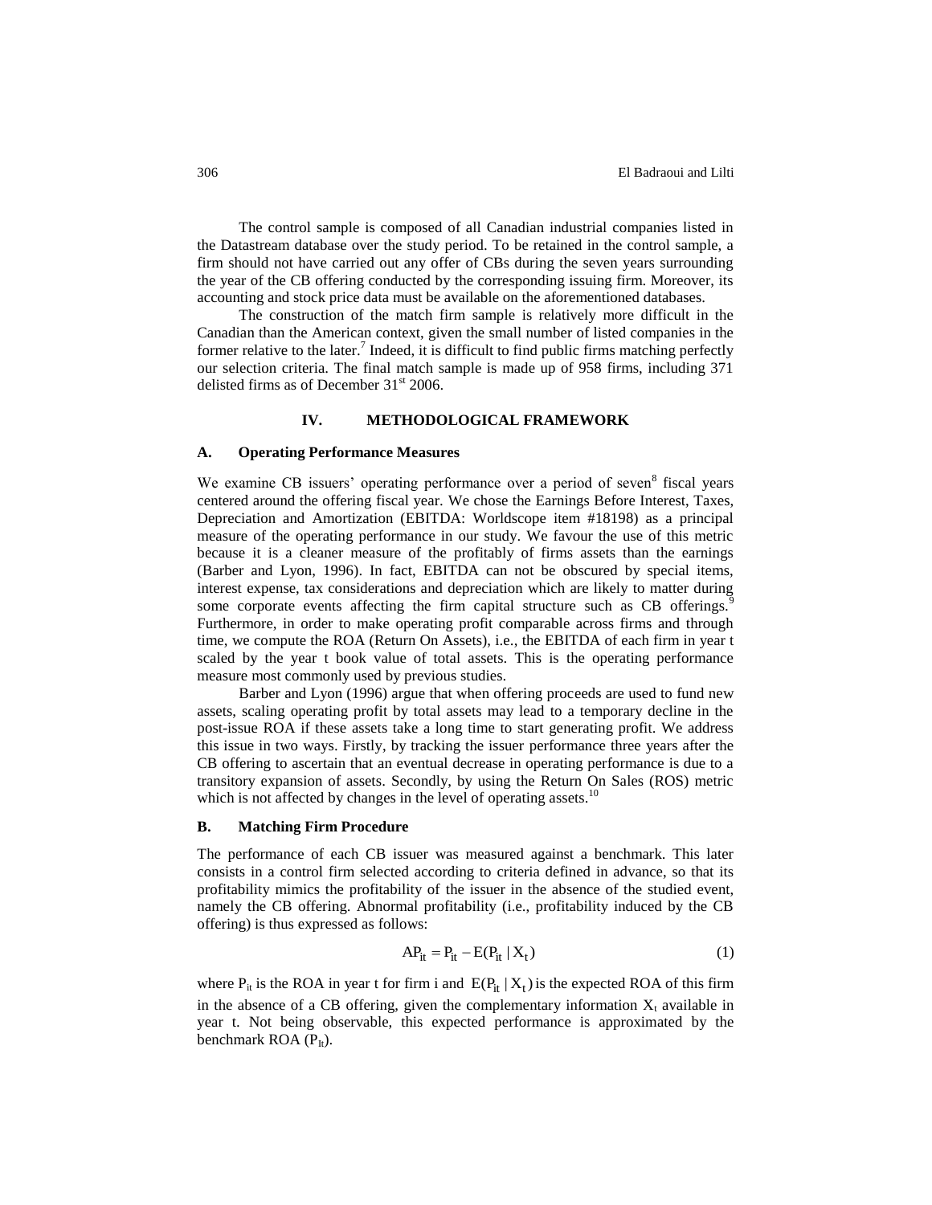The control sample is composed of all Canadian industrial companies listed in the Datastream database over the study period. To be retained in the control sample, a firm should not have carried out any offer of CBs during the seven years surrounding the year of the CB offering conducted by the corresponding issuing firm. Moreover, its accounting and stock price data must be available on the aforementioned databases.

The construction of the match firm sample is relatively more difficult in the Canadian than the American context, given the small number of listed companies in the former relative to the later.[7] Indeed, it is difficult to find public firms matching perfectly our selection criteria. The final match sample is made up of 958 firms, including 371 delisted firms as of December 31st 2006.

## IV. METHODOLOGICAL FRAMEWORK

### A. Operating Performance Measures

We examine CB issuers' operating performance over a period of seven[8] fiscal years centered around the offering fiscal year. We chose the Earnings Before Interest, Taxes, Depreciation and Amortization (EBITDA: Worldscope item #18198) as a principal measure of the operating performance in our study. We favour the use of this metric because it is a cleaner measure of the profitably of firms assets than the earnings (Barber and Lyon, 1996). In fact, EBITDA can not be obscured by special items, interest expense, tax considerations and depreciation which are likely to matter during some corporate events affecting the firm capital structure such as CB offerings.[9] Furthermore, in order to make operating profit comparable across firms and through time, we compute the ROA (Return On Assets), i.e., the EBITDA of each firm in year t scaled by the year t book value of total assets. This is the operating performance measure most commonly used by previous studies.

Barber and Lyon (1996) argue that when offering proceeds are used to fund new assets, scaling operating profit by total assets may lead to a temporary decline in the post-issue ROA if these assets take a long time to start generating profit. We address this issue in two ways. Firstly, by tracking the issuer performance three years after the CB offering to ascertain that an eventual decrease in operating performance is due to a transitory expansion of assets. Secondly, by using the Return On Sales (ROS) metric which is not affected by changes in the level of operating assets.[10]

### B. Matching Firm Procedure

The performance of each CB issuer was measured against a benchmark. This later consists in a control firm selected according to criteria defined in advance, so that its profitability mimics the profitability of the issuer in the absence of the studied event, namely the CB offering. Abnormal profitability (i.e., profitability induced by the CB offering) is thus expressed as follows:

$$AP_{it} = P_{it} - E(P_{it} \mid X_t) \tag{1}$$

where $P_{it}$ is the ROA in year t for firm i and $E(P_{it} \mid X_t)$ is the expected ROA of this firm in the absence of a CB offering, given the complementary information $X_t$ available in year t. Not being observable, this expected performance is approximated by the benchmark ROA ($P_{It}$).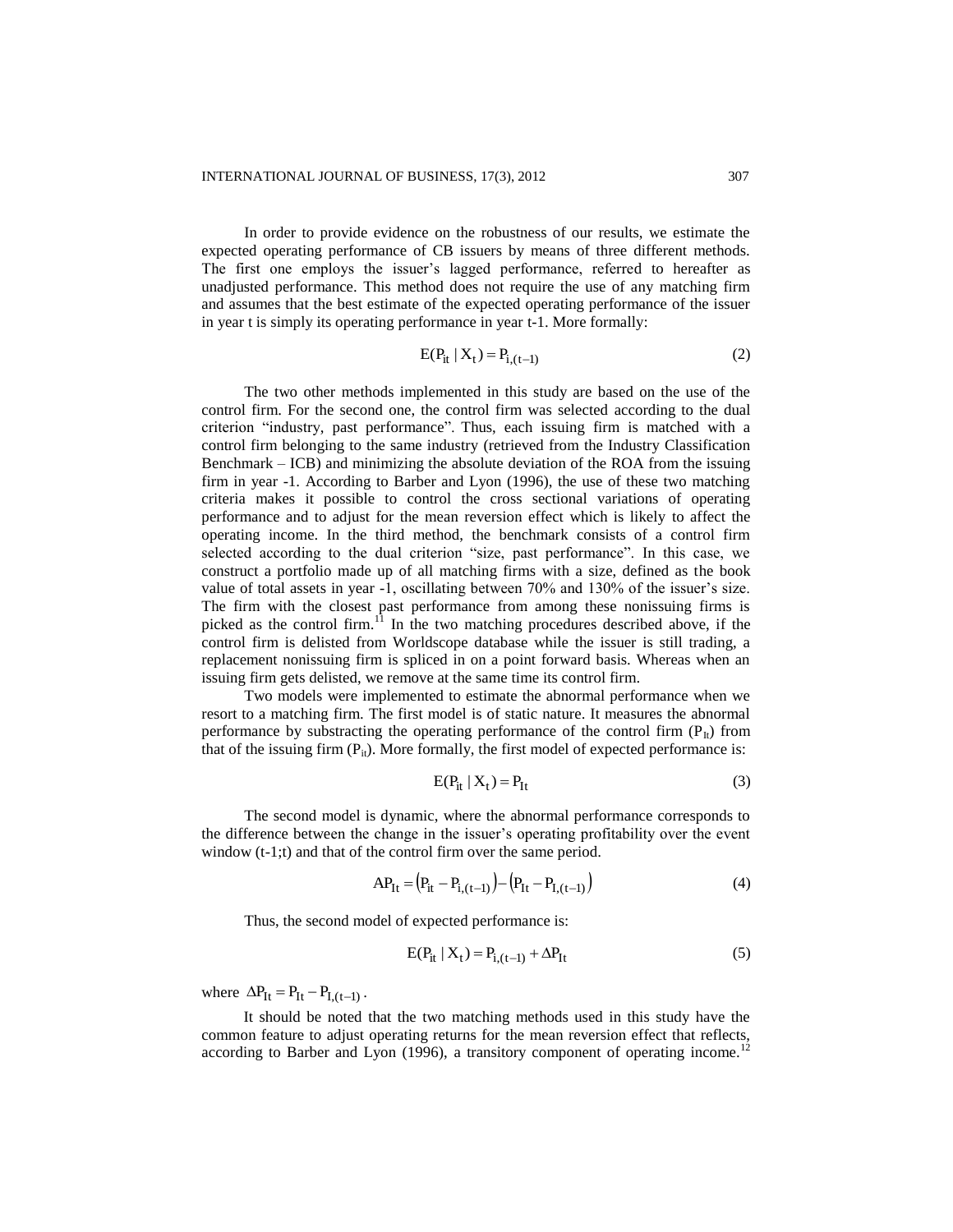In order to provide evidence on the robustness of our results, we estimate the expected operating performance of CB issuers by means of three different methods. The first one employs the issuer's lagged performance, referred to hereafter as unadjusted performance. This method does not require the use of any matching firm and assumes that the best estimate of the expected operating performance of the issuer in year t is simply its operating performance in year t-1. More formally:

$$E(P_{it} \mid X_t) = P_{i,(t-1)} \tag{2}$$

The two other methods implemented in this study are based on the use of the control firm. For the second one, the control firm was selected according to the dual criterion "industry, past performance". Thus, each issuing firm is matched with a control firm belonging to the same industry (retrieved from the Industry Classification Benchmark – ICB) and minimizing the absolute deviation of the ROA from the issuing firm in year -1. According to Barber and Lyon (1996), the use of these two matching criteria makes it possible to control the cross sectional variations of operating performance and to adjust for the mean reversion effect which is likely to affect the operating income. In the third method, the benchmark consists of a control firm selected according to the dual criterion "size, past performance". In this case, we construct a portfolio made up of all matching firms with a size, defined as the book value of total assets in year -1, oscillating between 70% and 130% of the issuer's size. The firm with the closest past performance from among these nonissuing firms is picked as the control firm.[11] In the two matching procedures described above, if the control firm is delisted from Worldscope database while the issuer is still trading, a replacement nonissuing firm is spliced in on a point forward basis. Whereas when an issuing firm gets delisted, we remove at the same time its control firm.

Two models were implemented to estimate the abnormal performance when we resort to a matching firm. The first model is of static nature. It measures the abnormal performance by substracting the operating performance of the control firm ($P_{It}$) from that of the issuing firm ($P_{it}$). More formally, the first model of expected performance is:

$$E(P_{it} \mid X_t) = P_{It} \tag{3}$$

The second model is dynamic, where the abnormal performance corresponds to the difference between the change in the issuer's operating profitability over the event window (t-1;t) and that of the control firm over the same period.

$$AP_{It} = \left(P_{it} - P_{i,(t-1)}\right) - \left(P_{It} - P_{I,(t-1)}\right) \tag{4}$$

Thus, the second model of expected performance is:

$$E(P_{it} \mid X_t) = P_{i,(t-1)} + \Delta P_{It} \tag{5}$$

where $\Delta P_{It} = P_{It} - P_{I,(t-1)}$.

It should be noted that the two matching methods used in this study have the common feature to adjust operating returns for the mean reversion effect that reflects, according to Barber and Lyon (1996), a transitory component of operating income.[12]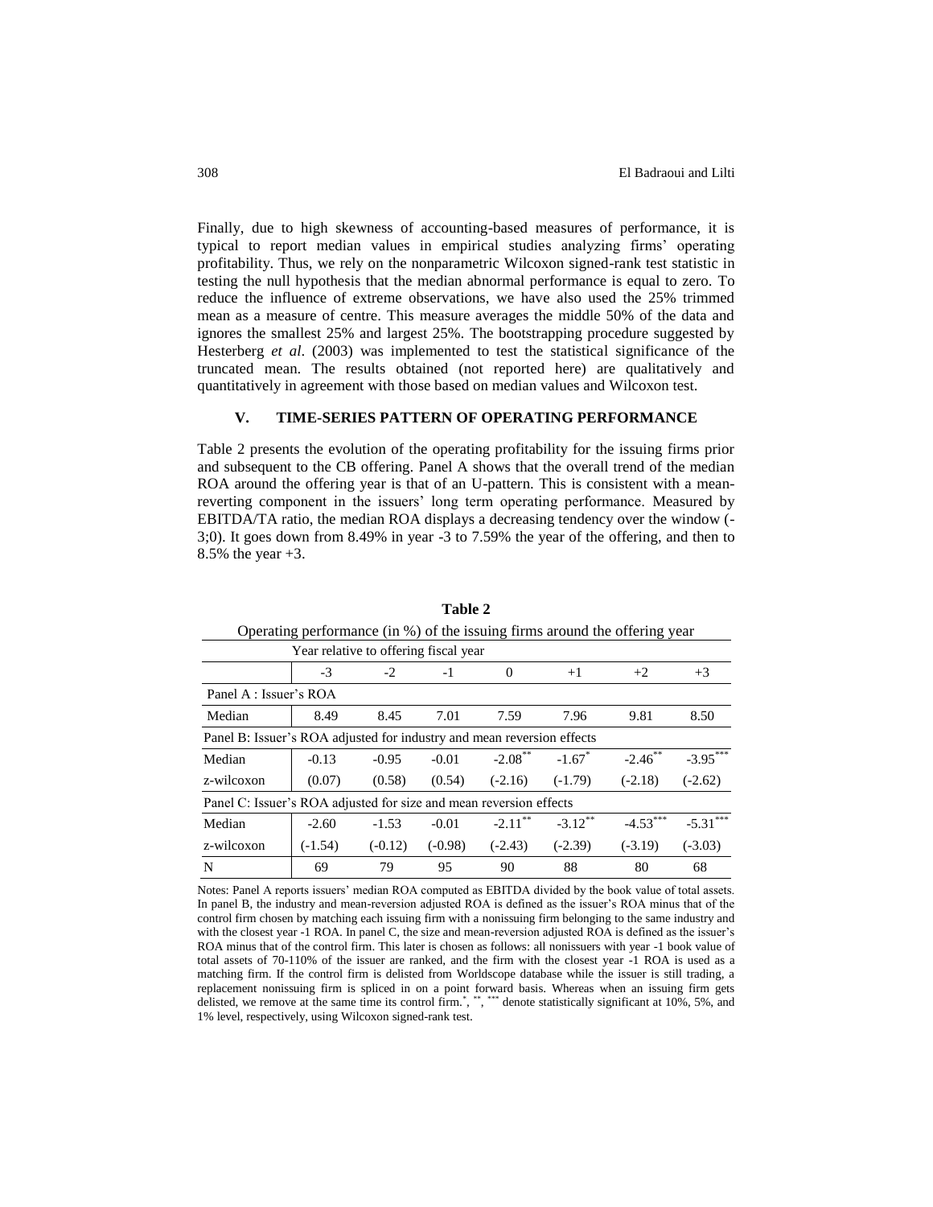Finally, due to high skewness of accounting-based measures of performance, it is typical to report median values in empirical studies analyzing firms' operating profitability. Thus, we rely on the nonparametric Wilcoxon signed-rank test statistic in testing the null hypothesis that the median abnormal performance is equal to zero. To reduce the influence of extreme observations, we have also used the 25% trimmed mean as a measure of centre. This measure averages the middle 50% of the data and ignores the smallest 25% and largest 25%. The bootstrapping procedure suggested by Hesterberg *et al*. (2003) was implemented to test the statistical significance of the truncated mean. The results obtained (not reported here) are qualitatively and quantitatively in agreement with those based on median values and Wilcoxon test.

## V. TIME-SERIES PATTERN OF OPERATING PERFORMANCE

Table 2 presents the evolution of the operating profitability for the issuing firms prior and subsequent to the CB offering. Panel A shows that the overall trend of the median ROA around the offering year is that of an U-pattern. This is consistent with a mean-reverting component in the issuers' long term operating performance. Measured by EBITDA/TA ratio, the median ROA displays a decreasing tendency over the window (-3;0). It goes down from 8.49% in year -3 to 7.59% the year of the offering, and then to 8.5% the year +3.

**Table 2**

Operating performance (in %) of the issuing firms around the offering year

| | Year relative to offering fiscal year | | | | | | |
|---|---|---|---|---|---|---|---|
| | -3 | -2 | -1 | 0 | +1 | +2 | +3 |
| Panel A : Issuer's ROA | | | | | | | |
| Median | 8.49 | 8.45 | 7.01 | 7.59 | 7.96 | 9.81 | 8.50 |
| Panel B: Issuer's ROA adjusted for industry and mean reversion effects | | | | | | | |
| Median | -0.13 | -0.95 | -0.01 | -2.08** | -1.67* | -2.46** | -3.95*** |
| z-wilcoxon | (0.07) | (0.58) | (0.54) | (-2.16) | (-1.79) | (-2.18) | (-2.62) |
| Panel C: Issuer's ROA adjusted for size and mean reversion effects | | | | | | | |
| Median | -2.60 | -1.53 | -0.01 | -2.11** | -3.12** | -4.53*** | -5.31*** |
| z-wilcoxon | (-1.54) | (-0.12) | (-0.98) | (-2.43) | (-2.39) | (-3.19) | (-3.03) |
| N | 69 | 79 | 95 | 90 | 88 | 80 | 68 |

Notes: Panel A reports issuers' median ROA computed as EBITDA divided by the book value of total assets. In panel B, the industry and mean-reversion adjusted ROA is defined as the issuer's ROA minus that of the control firm chosen by matching each issuing firm with a nonissuing firm belonging to the same industry and with the closest year -1 ROA. In panel C, the size and mean-reversion adjusted ROA is defined as the issuer's ROA minus that of the control firm. This later is chosen as follows: all nonissuers with year -1 book value of total assets of 70-110% of the issuer are ranked, and the firm with the closest year -1 ROA is used as a matching firm. If the control firm is delisted from Worldscope database while the issuer is still trading, a replacement nonissuing firm is spliced in on a point forward basis. Whereas when an issuing firm gets delisted, we remove at the same time its control firm. *, **, *** denote statistically significant at 10%, 5%, and 1% level, respectively, using Wilcoxon signed-rank test.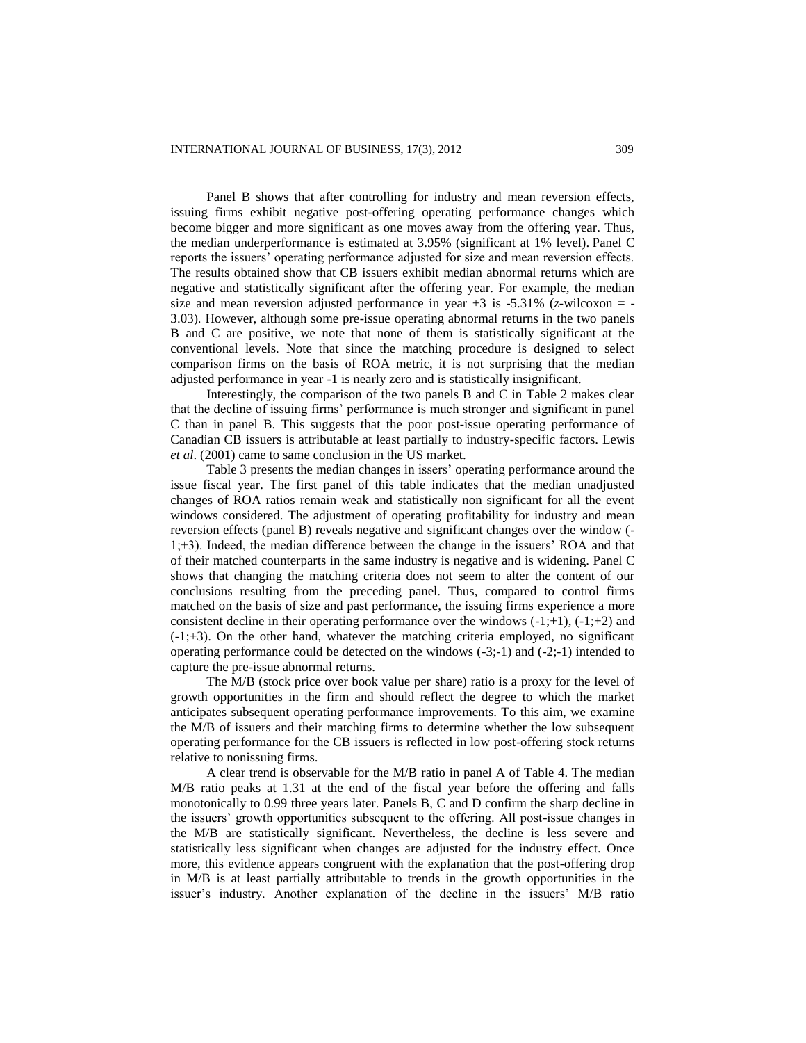Panel B shows that after controlling for industry and mean reversion effects, issuing firms exhibit negative post-offering operating performance changes which become bigger and more significant as one moves away from the offering year. Thus, the median underperformance is estimated at 3.95% (significant at 1% level). Panel C reports the issuers' operating performance adjusted for size and mean reversion effects. The results obtained show that CB issuers exhibit median abnormal returns which are negative and statistically significant after the offering year. For example, the median size and mean reversion adjusted performance in year +3 is -5.31% (*z*-wilcoxon = -3.03). However, although some pre-issue operating abnormal returns in the two panels B and C are positive, we note that none of them is statistically significant at the conventional levels. Note that since the matching procedure is designed to select comparison firms on the basis of ROA metric, it is not surprising that the median adjusted performance in year -1 is nearly zero and is statistically insignificant.

Interestingly, the comparison of the two panels B and C in Table 2 makes clear that the decline of issuing firms' performance is much stronger and significant in panel C than in panel B. This suggests that the poor post-issue operating performance of Canadian CB issuers is attributable at least partially to industry-specific factors. Lewis *et al*. (2001) came to same conclusion in the US market.

Table 3 presents the median changes in issers' operating performance around the issue fiscal year. The first panel of this table indicates that the median unadjusted changes of ROA ratios remain weak and statistically non significant for all the event windows considered. The adjustment of operating profitability for industry and mean reversion effects (panel B) reveals negative and significant changes over the window (-1;+3). Indeed, the median difference between the change in the issuers' ROA and that of their matched counterparts in the same industry is negative and is widening. Panel C shows that changing the matching criteria does not seem to alter the content of our conclusions resulting from the preceding panel. Thus, compared to control firms matched on the basis of size and past performance, the issuing firms experience a more consistent decline in their operating performance over the windows (-1;+1), (-1;+2) and (-1;+3). On the other hand, whatever the matching criteria employed, no significant operating performance could be detected on the windows (-3;-1) and (-2;-1) intended to capture the pre-issue abnormal returns.

The M/B (stock price over book value per share) ratio is a proxy for the level of growth opportunities in the firm and should reflect the degree to which the market anticipates subsequent operating performance improvements. To this aim, we examine the M/B of issuers and their matching firms to determine whether the low subsequent operating performance for the CB issuers is reflected in low post-offering stock returns relative to nonissuing firms.

A clear trend is observable for the M/B ratio in panel A of Table 4. The median M/B ratio peaks at 1.31 at the end of the fiscal year before the offering and falls monotonically to 0.99 three years later. Panels B, C and D confirm the sharp decline in the issuers' growth opportunities subsequent to the offering. All post-issue changes in the M/B are statistically significant. Nevertheless, the decline is less severe and statistically less significant when changes are adjusted for the industry effect. Once more, this evidence appears congruent with the explanation that the post-offering drop in M/B is at least partially attributable to trends in the growth opportunities in the issuer's industry. Another explanation of the decline in the issuers' M/B ratio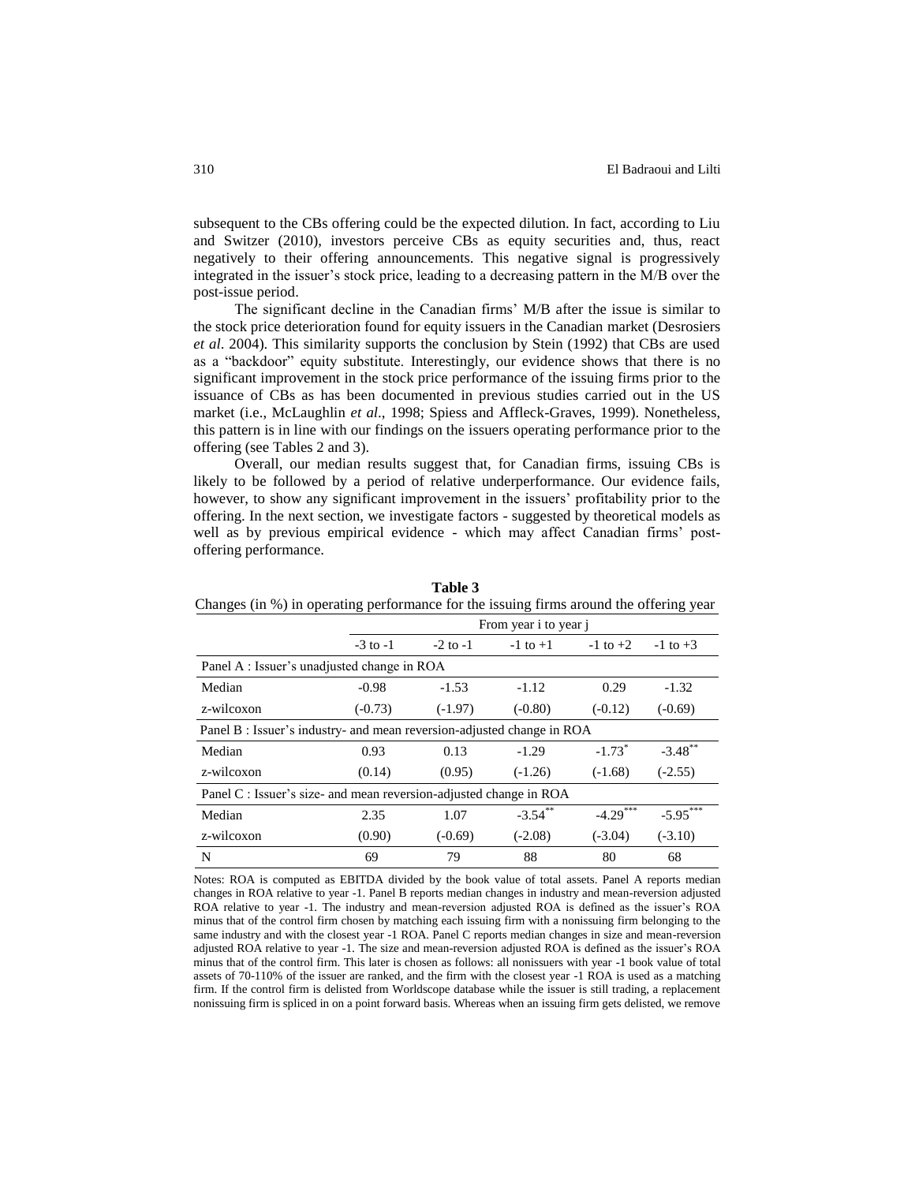subsequent to the CBs offering could be the expected dilution. In fact, according to Liu and Switzer (2010), investors perceive CBs as equity securities and, thus, react negatively to their offering announcements. This negative signal is progressively integrated in the issuer's stock price, leading to a decreasing pattern in the M/B over the post-issue period.

The significant decline in the Canadian firms' M/B after the issue is similar to the stock price deterioration found for equity issuers in the Canadian market (Desrosiers *et al*. 2004). This similarity supports the conclusion by Stein (1992) that CBs are used as a "backdoor" equity substitute. Interestingly, our evidence shows that there is no significant improvement in the stock price performance of the issuing firms prior to the issuance of CBs as has been documented in previous studies carried out in the US market (i.e., McLaughlin *et al*., 1998; Spiess and Affleck-Graves, 1999). Nonetheless, this pattern is in line with our findings on the issuers operating performance prior to the offering (see Tables 2 and 3).

Overall, our median results suggest that, for Canadian firms, issuing CBs is likely to be followed by a period of relative underperformance. Our evidence fails, however, to show any significant improvement in the issuers' profitability prior to the offering. In the next section, we investigate factors - suggested by theoretical models as well as by previous empirical evidence - which may affect Canadian firms' post-offering performance.

**Table 3**

Changes (in %) in operating performance for the issuing firms around the offering year

| | From year i to year j | | | | |
|---|---|---|---|---|---|
| | -3 to -1 | -2 to -1 | -1 to +1 | -1 to +2 | -1 to +3 |
| Panel A : Issuer's unadjusted change in ROA | | | | | |
| Median | -0.98 | -1.53 | -1.12 | 0.29 | -1.32 |
| z-wilcoxon | (-0.73) | (-1.97) | (-0.80) | (-0.12) | (-0.69) |
| Panel B : Issuer's industry- and mean reversion-adjusted change in ROA | | | | | |
| Median | 0.93 | 0.13 | -1.29 | -1.73* | -3.48** |
| z-wilcoxon | (0.14) | (0.95) | (-1.26) | (-1.68) | (-2.55) |
| Panel C : Issuer's size- and mean reversion-adjusted change in ROA | | | | | |
| Median | 2.35 | 1.07 | -3.54** | -4.29*** | -5.95*** |
| z-wilcoxon | (0.90) | (-0.69) | (-2.08) | (-3.04) | (-3.10) |
| N | 69 | 79 | 88 | 80 | 68 |

Notes: ROA is computed as EBITDA divided by the book value of total assets. Panel A reports median changes in ROA relative to year -1. Panel B reports median changes in industry and mean-reversion adjusted ROA relative to year -1. The industry and mean-reversion adjusted ROA is defined as the issuer's ROA minus that of the control firm chosen by matching each issuing firm with a nonissuing firm belonging to the same industry and with the closest year -1 ROA. Panel C reports median changes in size and mean-reversion adjusted ROA relative to year -1. The size and mean-reversion adjusted ROA is defined as the issuer's ROA minus that of the control firm. This later is chosen as follows: all nonissuers with year -1 book value of total assets of 70-110% of the issuer are ranked, and the firm with the closest year -1 ROA is used as a matching firm. If the control firm is delisted from Worldscope database while the issuer is still trading, a replacement nonissuing firm is spliced in on a point forward basis. Whereas when an issuing firm gets delisted, we remove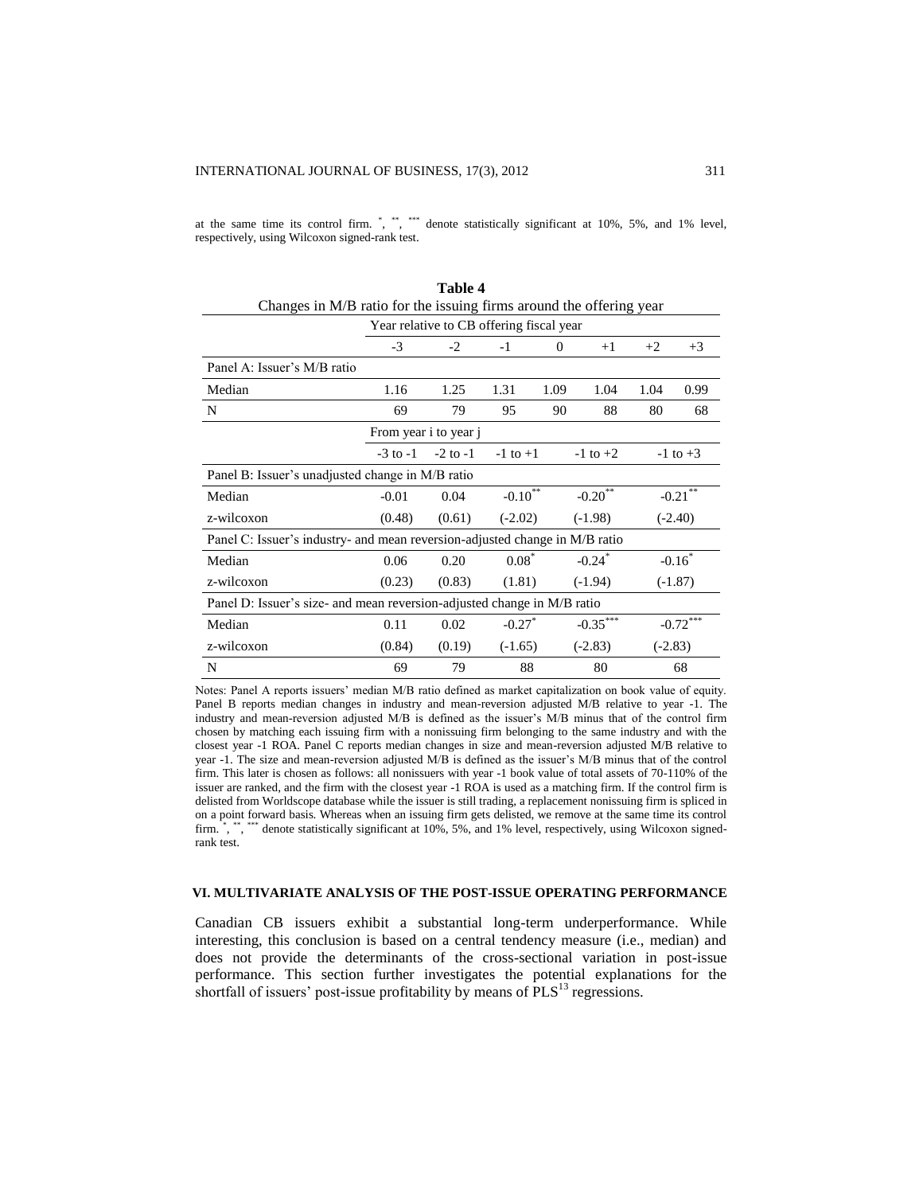at the same time its control firm. $^{*}$, $^{**}$, $^{***}$ denote statistically significant at 10%, 5%, and 1% level, respectively, using Wilcoxon signed-rank test.

**Table 4**

Changes in M/B ratio for the issuing firms around the offering year

| | Year relative to CB offering fiscal year | | | | | | |
|---|---|---|---|---|---|---|---|
| | -3 | -2 | -1 | 0 | +1 | +2 | +3 |
| Panel A: Issuer's M/B ratio | | | | | | | |
| Median | 1.16 | 1.25 | 1.31 | 1.09 | 1.04 | 1.04 | 0.99 |
| N | 69 | 79 | 95 | 90 | 88 | 80 | 68 |
| | From year i to year j | | | | | | |
| | -3 to -1 | -2 to -1 | -1 to +1 | | -1 to +2 | | -1 to +3 |
| Panel B: Issuer's unadjusted change in M/B ratio | | | | | | | |
| Median | -0.01 | 0.04 | $-0.10^{**}$ | | $-0.20^{**}$ | | $-0.21^{**}$ |
| z-wilcoxon | (0.48) | (0.61) | (-2.02) | | (-1.98) | | (-2.40) |
| Panel C: Issuer's industry- and mean reversion-adjusted change in M/B ratio | | | | | | | |
| Median | 0.06 | 0.20 | $0.08^{*}$ | | $-0.24^{*}$ | | $-0.16^{*}$ |
| z-wilcoxon | (0.23) | (0.83) | (1.81) | | (-1.94) | | (-1.87) |
| Panel D: Issuer's size- and mean reversion-adjusted change in M/B ratio | | | | | | | |
| Median | 0.11 | 0.02 | $-0.27^{*}$ | | $-0.35^{***}$ | | $-0.72^{***}$ |
| z-wilcoxon | (0.84) | (0.19) | (-1.65) | | (-2.83) | | (-2.83) |
| N | 69 | 79 | 88 | | 80 | | 68 |

Notes: Panel A reports issuers' median M/B ratio defined as market capitalization on book value of equity. Panel B reports median changes in industry and mean-reversion adjusted M/B relative to year -1. The industry and mean-reversion adjusted M/B is defined as the issuer's M/B minus that of the control firm chosen by matching each issuing firm with a nonissuing firm belonging to the same industry and with the closest year -1 ROA. Panel C reports median changes in size and mean-reversion adjusted M/B relative to year -1. The size and mean-reversion adjusted M/B is defined as the issuer's M/B minus that of the control firm. This later is chosen as follows: all nonissuers with year -1 book value of total assets of 70-110% of the issuer are ranked, and the firm with the closest year -1 ROA is used as a matching firm. If the control firm is delisted from Worldscope database while the issuer is still trading, a replacement nonissuing firm is spliced in on a point forward basis. Whereas when an issuing firm gets delisted, we remove at the same time its control firm. $^{*}$, $^{**}$, $^{***}$ denote statistically significant at 10%, 5%, and 1% level, respectively, using Wilcoxon signed-rank test.

## VI. MULTIVARIATE ANALYSIS OF THE POST-ISSUE OPERATING PERFORMANCE

Canadian CB issuers exhibit a substantial long-term underperformance. While interesting, this conclusion is based on a central tendency measure (i.e., median) and does not provide the determinants of the cross-sectional variation in post-issue performance. This section further investigates the potential explanations for the shortfall of issuers' post-issue profitability by means of PLS[13] regressions.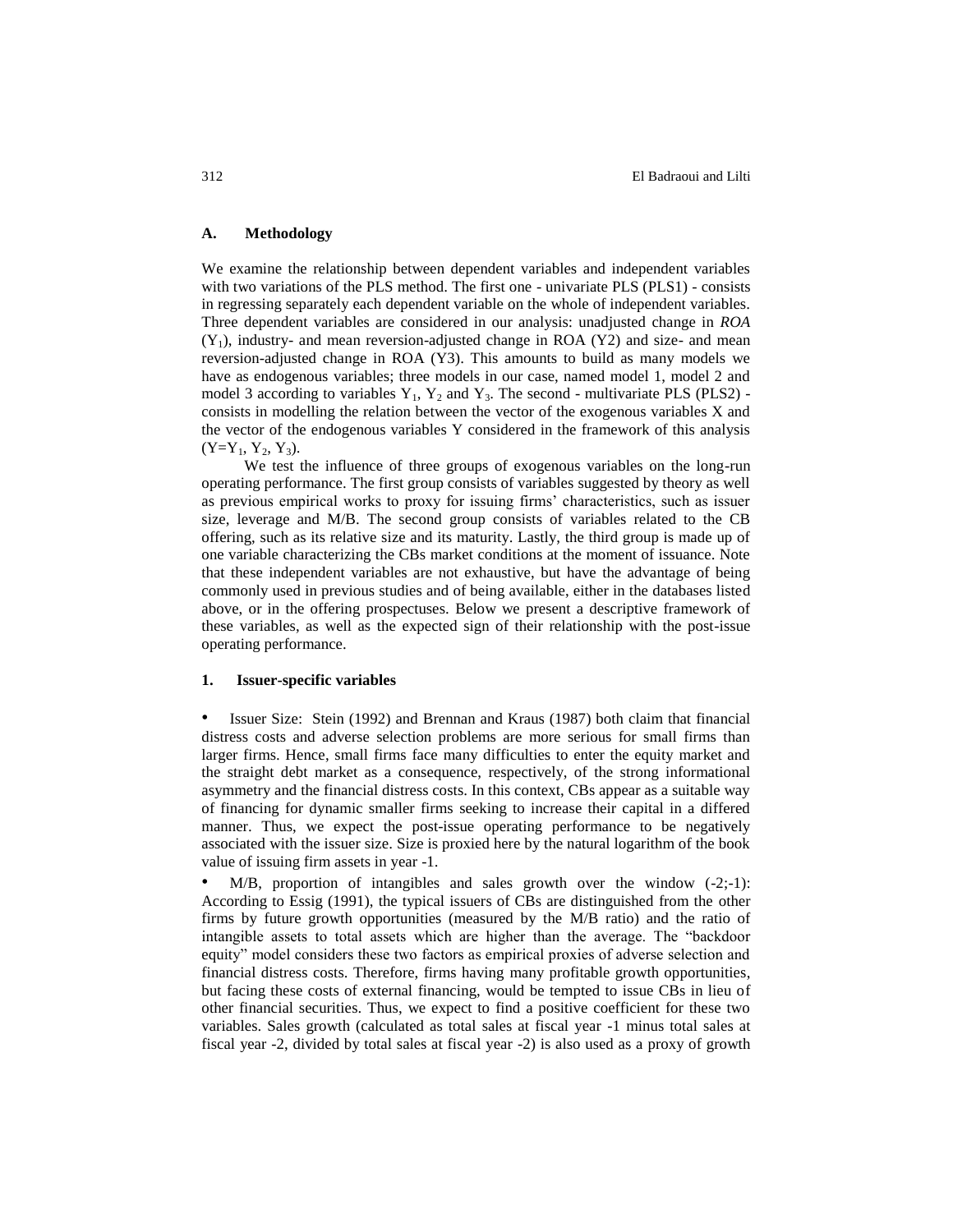### A. Methodology

We examine the relationship between dependent variables and independent variables with two variations of the PLS method. The first one - univariate PLS (PLS1) - consists in regressing separately each dependent variable on the whole of independent variables. Three dependent variables are considered in our analysis: unadjusted change in *ROA* ($Y_1$), industry- and mean reversion-adjusted change in ROA (Y2) and size- and mean reversion-adjusted change in ROA (Y3). This amounts to build as many models we have as endogenous variables; three models in our case, named model 1, model 2 and model 3 according to variables $Y_1$, $Y_2$ and $Y_3$. The second - multivariate PLS (PLS2) - consists in modelling the relation between the vector of the exogenous variables X and the vector of the endogenous variables Y considered in the framework of this analysis ($Y=Y_1$, $Y_2$, $Y_3$).

We test the influence of three groups of exogenous variables on the long-run operating performance. The first group consists of variables suggested by theory as well as previous empirical works to proxy for issuing firms' characteristics, such as issuer size, leverage and M/B. The second group consists of variables related to the CB offering, such as its relative size and its maturity. Lastly, the third group is made up of one variable characterizing the CBs market conditions at the moment of issuance. Note that these independent variables are not exhaustive, but have the advantage of being commonly used in previous studies and of being available, either in the databases listed above, or in the offering prospectuses. Below we present a descriptive framework of these variables, as well as the expected sign of their relationship with the post-issue operating performance.

#### 1. Issuer-specific variables

- Issuer Size: Stein (1992) and Brennan and Kraus (1987) both claim that financial distress costs and adverse selection problems are more serious for small firms than larger firms. Hence, small firms face many difficulties to enter the equity market and the straight debt market as a consequence, respectively, of the strong informational asymmetry and the financial distress costs. In this context, CBs appear as a suitable way of financing for dynamic smaller firms seeking to increase their capital in a differed manner. Thus, we expect the post-issue operating performance to be negatively associated with the issuer size. Size is proxied here by the natural logarithm of the book value of issuing firm assets in year -1.
- M/B, proportion of intangibles and sales growth over the window (-2;-1): According to Essig (1991), the typical issuers of CBs are distinguished from the other firms by future growth opportunities (measured by the M/B ratio) and the ratio of intangible assets to total assets which are higher than the average. The "backdoor equity" model considers these two factors as empirical proxies of adverse selection and financial distress costs. Therefore, firms having many profitable growth opportunities, but facing these costs of external financing, would be tempted to issue CBs in lieu of other financial securities. Thus, we expect to find a positive coefficient for these two variables. Sales growth (calculated as total sales at fiscal year -1 minus total sales at fiscal year -2, divided by total sales at fiscal year -2) is also used as a proxy of growth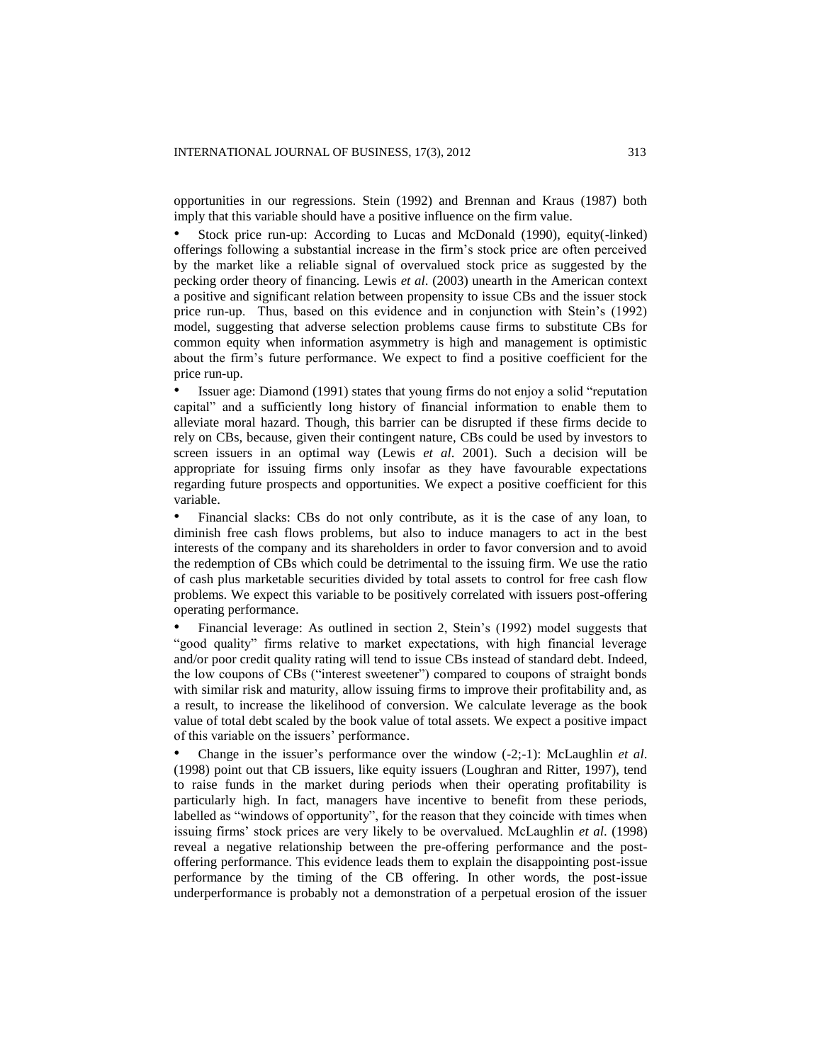opportunities in our regressions. Stein (1992) and Brennan and Kraus (1987) both imply that this variable should have a positive influence on the firm value.

- Stock price run-up: According to Lucas and McDonald (1990), equity(-linked) offerings following a substantial increase in the firm's stock price are often perceived by the market like a reliable signal of overvalued stock price as suggested by the pecking order theory of financing. Lewis *et al*. (2003) unearth in the American context a positive and significant relation between propensity to issue CBs and the issuer stock price run-up. Thus, based on this evidence and in conjunction with Stein's (1992) model, suggesting that adverse selection problems cause firms to substitute CBs for common equity when information asymmetry is high and management is optimistic about the firm's future performance. We expect to find a positive coefficient for the price run-up.
- Issuer age: Diamond (1991) states that young firms do not enjoy a solid "reputation capital" and a sufficiently long history of financial information to enable them to alleviate moral hazard. Though, this barrier can be disrupted if these firms decide to rely on CBs, because, given their contingent nature, CBs could be used by investors to screen issuers in an optimal way (Lewis *et al*. 2001). Such a decision will be appropriate for issuing firms only insofar as they have favourable expectations regarding future prospects and opportunities. We expect a positive coefficient for this variable.
- Financial slacks: CBs do not only contribute, as it is the case of any loan, to diminish free cash flows problems, but also to induce managers to act in the best interests of the company and its shareholders in order to favor conversion and to avoid the redemption of CBs which could be detrimental to the issuing firm. We use the ratio of cash plus marketable securities divided by total assets to control for free cash flow problems. We expect this variable to be positively correlated with issuers post-offering operating performance.
- Financial leverage: As outlined in section 2, Stein's (1992) model suggests that "good quality" firms relative to market expectations, with high financial leverage and/or poor credit quality rating will tend to issue CBs instead of standard debt. Indeed, the low coupons of CBs ("interest sweetener") compared to coupons of straight bonds with similar risk and maturity, allow issuing firms to improve their profitability and, as a result, to increase the likelihood of conversion. We calculate leverage as the book value of total debt scaled by the book value of total assets. We expect a positive impact of this variable on the issuers' performance.
- Change in the issuer's performance over the window (-2;-1): McLaughlin *et al*. (1998) point out that CB issuers, like equity issuers (Loughran and Ritter, 1997), tend to raise funds in the market during periods when their operating profitability is particularly high. In fact, managers have incentive to benefit from these periods, labelled as "windows of opportunity", for the reason that they coincide with times when issuing firms' stock prices are very likely to be overvalued. McLaughlin *et al*. (1998) reveal a negative relationship between the pre-offering performance and the post-offering performance. This evidence leads them to explain the disappointing post-issue performance by the timing of the CB offering. In other words, the post-issue underperformance is probably not a demonstration of a perpetual erosion of the issuer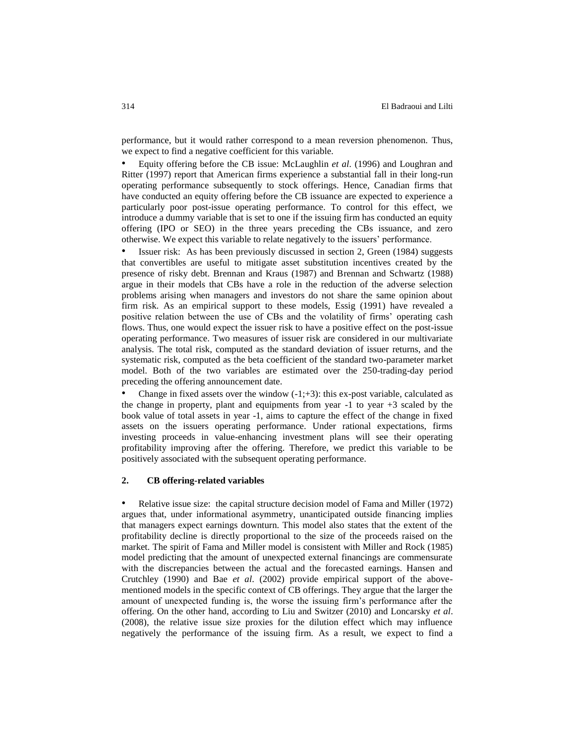performance, but it would rather correspond to a mean reversion phenomenon. Thus, we expect to find a negative coefficient for this variable.

- Equity offering before the CB issue: McLaughlin *et al.* (1996) and Loughran and Ritter (1997) report that American firms experience a substantial fall in their long-run operating performance subsequently to stock offerings. Hence, Canadian firms that have conducted an equity offering before the CB issuance are expected to experience a particularly poor post-issue operating performance. To control for this effect, we introduce a dummy variable that is set to one if the issuing firm has conducted an equity offering (IPO or SEO) in the three years preceding the CBs issuance, and zero otherwise. We expect this variable to relate negatively to the issuers' performance.
- Issuer risk: As has been previously discussed in section 2, Green (1984) suggests that convertibles are useful to mitigate asset substitution incentives created by the presence of risky debt. Brennan and Kraus (1987) and Brennan and Schwartz (1988) argue in their models that CBs have a role in the reduction of the adverse selection problems arising when managers and investors do not share the same opinion about firm risk. As an empirical support to these models, Essig (1991) have revealed a positive relation between the use of CBs and the volatility of firms' operating cash flows. Thus, one would expect the issuer risk to have a positive effect on the post-issue operating performance. Two measures of issuer risk are considered in our multivariate analysis. The total risk, computed as the standard deviation of issuer returns, and the systematic risk, computed as the beta coefficient of the standard two-parameter market model. Both of the two variables are estimated over the 250-trading-day period preceding the offering announcement date.
- Change in fixed assets over the window (-1;+3): this ex-post variable, calculated as the change in property, plant and equipments from year -1 to year +3 scaled by the book value of total assets in year -1, aims to capture the effect of the change in fixed assets on the issuers operating performance. Under rational expectations, firms investing proceeds in value-enhancing investment plans will see their operating profitability improving after the offering. Therefore, we predict this variable to be positively associated with the subsequent operating performance.

## 2. CB offering-related variables

- Relative issue size: the capital structure decision model of Fama and Miller (1972) argues that, under informational asymmetry, unanticipated outside financing implies that managers expect earnings downturn. This model also states that the extent of the profitability decline is directly proportional to the size of the proceeds raised on the market. The spirit of Fama and Miller model is consistent with Miller and Rock (1985) model predicting that the amount of unexpected external financings are commensurate with the discrepancies between the actual and the forecasted earnings. Hansen and Crutchley (1990) and Bae *et al.* (2002) provide empirical support of the above-mentioned models in the specific context of CB offerings. They argue that the larger the amount of unexpected funding is, the worse the issuing firm's performance after the offering. On the other hand, according to Liu and Switzer (2010) and Loncarsky *et al.* (2008), the relative issue size proxies for the dilution effect which may influence negatively the performance of the issuing firm. As a result, we expect to find a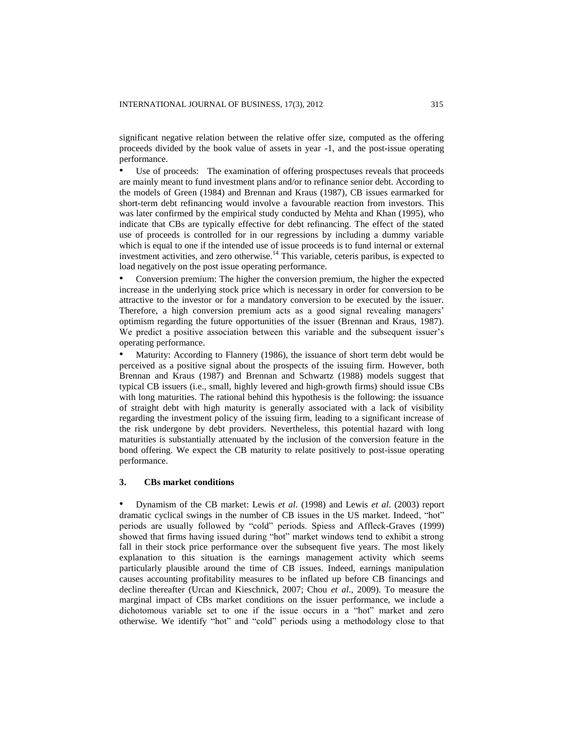significant negative relation between the relative offer size, computed as the offering proceeds divided by the book value of assets in year -1, and the post-issue operating performance.

- Use of proceeds: The examination of offering prospectuses reveals that proceeds are mainly meant to fund investment plans and/or to refinance senior debt. According to the models of Green (1984) and Brennan and Kraus (1987), CB issues earmarked for short-term debt refinancing would involve a favourable reaction from investors. This was later confirmed by the empirical study conducted by Mehta and Khan (1995), who indicate that CBs are typically effective for debt refinancing. The effect of the stated use of proceeds is controlled for in our regressions by including a dummy variable which is equal to one if the intended use of issue proceeds is to fund internal or external investment activities, and zero otherwise.[14] This variable, ceteris paribus, is expected to load negatively on the post issue operating performance.
- Conversion premium: The higher the conversion premium, the higher the expected increase in the underlying stock price which is necessary in order for conversion to be attractive to the investor or for a mandatory conversion to be executed by the issuer. Therefore, a high conversion premium acts as a good signal revealing managers' optimism regarding the future opportunities of the issuer (Brennan and Kraus, 1987). We predict a positive association between this variable and the subsequent issuer's operating performance.
- Maturity: According to Flannery (1986), the issuance of short term debt would be perceived as a positive signal about the prospects of the issuing firm. However, both Brennan and Kraus (1987) and Brennan and Schwartz (1988) models suggest that typical CB issuers (i.e., small, highly levered and high-growth firms) should issue CBs with long maturities. The rational behind this hypothesis is the following: the issuance of straight debt with high maturity is generally associated with a lack of visibility regarding the investment policy of the issuing firm, leading to a significant increase of the risk undergone by debt providers. Nevertheless, this potential hazard with long maturities is substantially attenuated by the inclusion of the conversion feature in the bond offering. We expect the CB maturity to relate positively to post-issue operating performance.

### 3. CBs market conditions

- Dynamism of the CB market: Lewis *et al*. (1998) and Lewis *et al*. (2003) report dramatic cyclical swings in the number of CB issues in the US market. Indeed, "hot" periods are usually followed by "cold" periods. Spiess and Affleck-Graves (1999) showed that firms having issued during "hot" market windows tend to exhibit a strong fall in their stock price performance over the subsequent five years. The most likely explanation to this situation is the earnings management activity which seems particularly plausible around the time of CB issues. Indeed, earnings manipulation causes accounting profitability measures to be inflated up before CB financings and decline thereafter (Urcan and Kieschnick, 2007; Chou *et al*., 2009). To measure the marginal impact of CBs market conditions on the issuer performance, we include a dichotomous variable set to one if the issue occurs in a "hot" market and zero otherwise. We identify "hot" and "cold" periods using a methodology close to that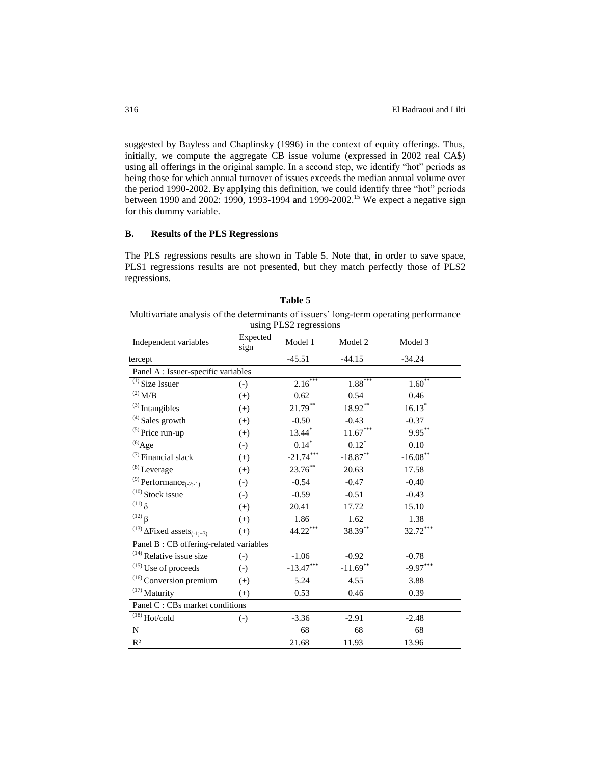suggested by Bayless and Chaplinsky (1996) in the context of equity offerings. Thus, initially, we compute the aggregate CB issue volume (expressed in 2002 real CA$) using all offerings in the original sample. In a second step, we identify "hot" periods as being those for which annual turnover of issues exceeds the median annual volume over the period 1990-2002. By applying this definition, we could identify three "hot" periods between 1990 and 2002: 1990, 1993-1994 and 1999-2002.[15] We expect a negative sign for this dummy variable.

## B. Results of the PLS Regressions

The PLS regressions results are shown in Table 5. Note that, in order to save space, PLS1 regressions results are not presented, but they match perfectly those of PLS2 regressions.

**Table 5**

Multivariate analysis of the determinants of issuers' long-term operating performance using PLS2 regressions

| Independent variables | Expected sign | Model 1 | Model 2 | Model 3 |
|---|---|---|---|---|
| tercept | | -45.51 | -44.15 | -34.24 |
| Panel A : Issuer-specific variables | | | | |
| (1) Size Issuer | (-) | 2.16*** | 1.88*** | 1.60** |
| (2) M/B | (+) | 0.62 | 0.54 | 0.46 |
| (3) Intangibles | (+) | 21.79** | 18.92** | 16.13* |
| (4) Sales growth | (+) | -0.50 | -0.43 | -0.37 |
| (5) Price run-up | (+) | 13.44* | 11.67*** | 9.95** |
| (6) Age | (-) | 0.14* | 0.12* | 0.10 |
| (7) Financial slack | (+) | -21.74*** | -18.87** | -16.08** |
| (8) Leverage | (+) | 23.76** | 20.63 | 17.58 |
| (9) $\text{Performance}_{(-2;-1)}$ | (-) | -0.54 | -0.47 | -0.40 |
| (10) Stock issue | (-) | -0.59 | -0.51 | -0.43 |
| (11) $\delta$ | (+) | 20.41 | 17.72 | 15.10 |
| (12) $\beta$ | (+) | 1.86 | 1.62 | 1.38 |
| (13) $\Delta\text{Fixed assets}_{(-1;+3)}$ | (+) | 44.22*** | 38.39** | 32.72*** |
| Panel B : CB offering-related variables | | | | |
| (14) Relative issue size | (-) | -1.06 | -0.92 | -0.78 |
| (15) Use of proceeds | (-) | -13.47*** | -11.69** | -9.97*** |
| (16) Conversion premium | (+) | 5.24 | 4.55 | 3.88 |
| (17) Maturity | (+) | 0.53 | 0.46 | 0.39 |
| Panel C : CBs market conditions | | | | |
| (18) Hot/cold | (-) | -3.36 | -2.91 | -2.48 |
| N | | 68 | 68 | 68 |
| $R^2$ | | 21.68 | 11.93 | 13.96 |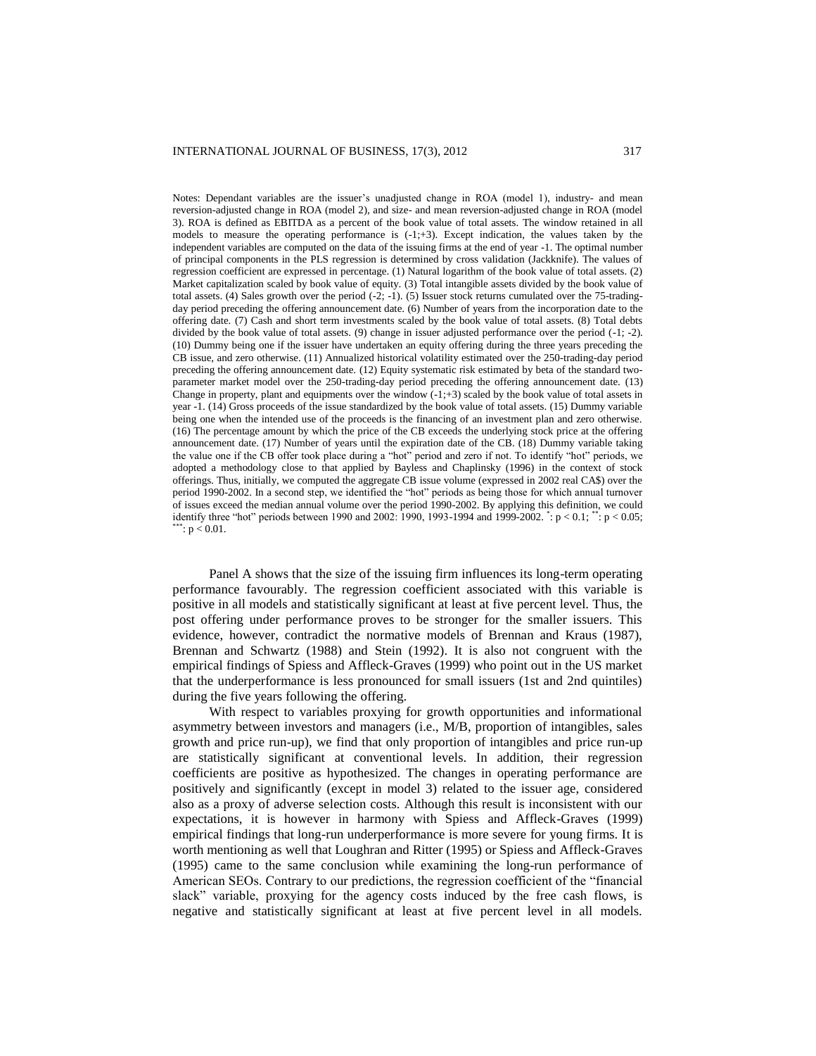Notes: Dependant variables are the issuer's unadjusted change in ROA (model 1), industry- and mean reversion-adjusted change in ROA (model 2), and size- and mean reversion-adjusted change in ROA (model 3). ROA is defined as EBITDA as a percent of the book value of total assets. The window retained in all models to measure the operating performance is (-1;+3). Except indication, the values taken by the independent variables are computed on the data of the issuing firms at the end of year -1. The optimal number of principal components in the PLS regression is determined by cross validation (Jackknife). The values of regression coefficient are expressed in percentage. (1) Natural logarithm of the book value of total assets. (2) Market capitalization scaled by book value of equity. (3) Total intangible assets divided by the book value of total assets. (4) Sales growth over the period (-2; -1). (5) Issuer stock returns cumulated over the 75-trading-day period preceding the offering announcement date. (6) Number of years from the incorporation date to the offering date. (7) Cash and short term investments scaled by the book value of total assets. (8) Total debts divided by the book value of total assets. (9) change in issuer adjusted performance over the period (-1; -2). (10) Dummy being one if the issuer have undertaken an equity offering during the three years preceding the CB issue, and zero otherwise. (11) Annualized historical volatility estimated over the 250-trading-day period preceding the offering announcement date. (12) Equity systematic risk estimated by beta of the standard two-parameter market model over the 250-trading-day period preceding the offering announcement date. (13) Change in property, plant and equipments over the window (-1;+3) scaled by the book value of total assets in year -1. (14) Gross proceeds of the issue standardized by the book value of total assets. (15) Dummy variable being one when the intended use of the proceeds is the financing of an investment plan and zero otherwise. (16) The percentage amount by which the price of the CB exceeds the underlying stock price at the offering announcement date. (17) Number of years until the expiration date of the CB. (18) Dummy variable taking the value one if the CB offer took place during a "hot" period and zero if not. To identify "hot" periods, we adopted a methodology close to that applied by Bayless and Chaplinsky (1996) in the context of stock offerings. Thus, initially, we computed the aggregate CB issue volume (expressed in 2002 real CA$) over the period 1990-2002. In a second step, we identified the "hot" periods as being those for which annual turnover of issues exceed the median annual volume over the period 1990-2002. By applying this definition, we could identify three "hot" periods between 1990 and 2002: 1990, 1993-1994 and 1999-2002. *: $p < 0.1$; **: $p < 0.05$; ***: $p < 0.01$.

Panel A shows that the size of the issuing firm influences its long-term operating performance favourably. The regression coefficient associated with this variable is positive in all models and statistically significant at least at five percent level. Thus, the post offering under performance proves to be stronger for the smaller issuers. This evidence, however, contradict the normative models of Brennan and Kraus (1987), Brennan and Schwartz (1988) and Stein (1992). It is also not congruent with the empirical findings of Spiess and Affleck-Graves (1999) who point out in the US market that the underperformance is less pronounced for small issuers (1st and 2nd quintiles) during the five years following the offering.

With respect to variables proxying for growth opportunities and informational asymmetry between investors and managers (i.e., M/B, proportion of intangibles, sales growth and price run-up), we find that only proportion of intangibles and price run-up are statistically significant at conventional levels. In addition, their regression coefficients are positive as hypothesized. The changes in operating performance are positively and significantly (except in model 3) related to the issuer age, considered also as a proxy of adverse selection costs. Although this result is inconsistent with our expectations, it is however in harmony with Spiess and Affleck-Graves (1999) empirical findings that long-run underperformance is more severe for young firms. It is worth mentioning as well that Loughran and Ritter (1995) or Spiess and Affleck-Graves (1995) came to the same conclusion while examining the long-run performance of American SEOs. Contrary to our predictions, the regression coefficient of the "financial slack" variable, proxying for the agency costs induced by the free cash flows, is negative and statistically significant at least at five percent level in all models.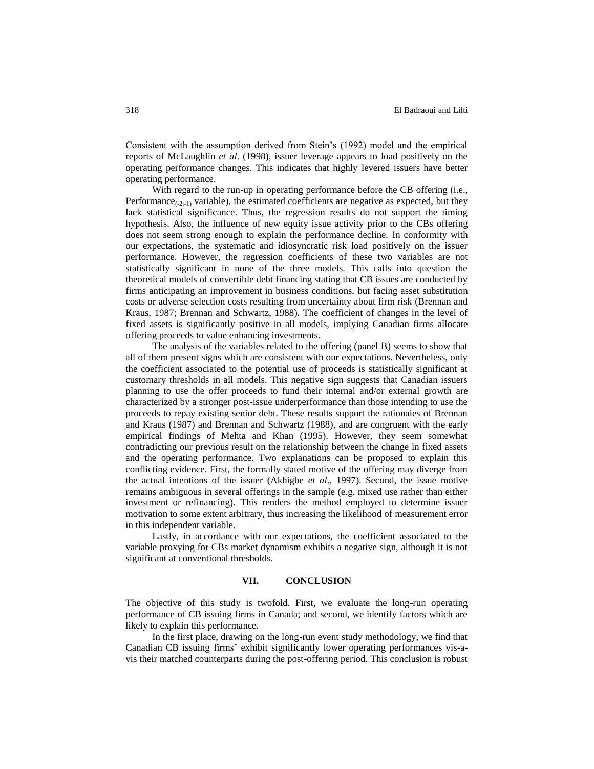Consistent with the assumption derived from Stein's (1992) model and the empirical reports of McLaughlin *et al*. (1998), issuer leverage appears to load positively on the operating performance changes. This indicates that highly levered issuers have better operating performance.

With regard to the run-up in operating performance before the CB offering (i.e., $\text{Performance}_{(-2;-1)}$ variable), the estimated coefficients are negative as expected, but they lack statistical significance. Thus, the regression results do not support the timing hypothesis. Also, the influence of new equity issue activity prior to the CBs offering does not seem strong enough to explain the performance decline. In conformity with our expectations, the systematic and idiosyncratic risk load positively on the issuer performance. However, the regression coefficients of these two variables are not statistically significant in none of the three models. This calls into question the theoretical models of convertible debt financing stating that CB issues are conducted by firms anticipating an improvement in business conditions, but facing asset substitution costs or adverse selection costs resulting from uncertainty about firm risk (Brennan and Kraus, 1987; Brennan and Schwartz, 1988). The coefficient of changes in the level of fixed assets is significantly positive in all models, implying Canadian firms allocate offering proceeds to value enhancing investments.

The analysis of the variables related to the offering (panel B) seems to show that all of them present signs which are consistent with our expectations. Nevertheless, only the coefficient associated to the potential use of proceeds is statistically significant at customary thresholds in all models. This negative sign suggests that Canadian issuers planning to use the offer proceeds to fund their internal and/or external growth are characterized by a stronger post-issue underperformance than those intending to use the proceeds to repay existing senior debt. These results support the rationales of Brennan and Kraus (1987) and Brennan and Schwartz (1988), and are congruent with the early empirical findings of Mehta and Khan (1995). However, they seem somewhat contradicting our previous result on the relationship between the change in fixed assets and the operating performance. Two explanations can be proposed to explain this conflicting evidence. First, the formally stated motive of the offering may diverge from the actual intentions of the issuer (Akhigbe *et al*., 1997). Second, the issue motive remains ambiguous in several offerings in the sample (e.g. mixed use rather than either investment or refinancing). This renders the method employed to determine issuer motivation to some extent arbitrary, thus increasing the likelihood of measurement error in this independent variable.

Lastly, in accordance with our expectations, the coefficient associated to the variable proxying for CBs market dynamism exhibits a negative sign, although it is not significant at conventional thresholds.

## VII. CONCLUSION

The objective of this study is twofold. First, we evaluate the long-run operating performance of CB issuing firms in Canada; and second, we identify factors which are likely to explain this performance.

In the first place, drawing on the long-run event study methodology, we find that Canadian CB issuing firms' exhibit significantly lower operating performances vis-a-vis their matched counterparts during the post-offering period. This conclusion is robust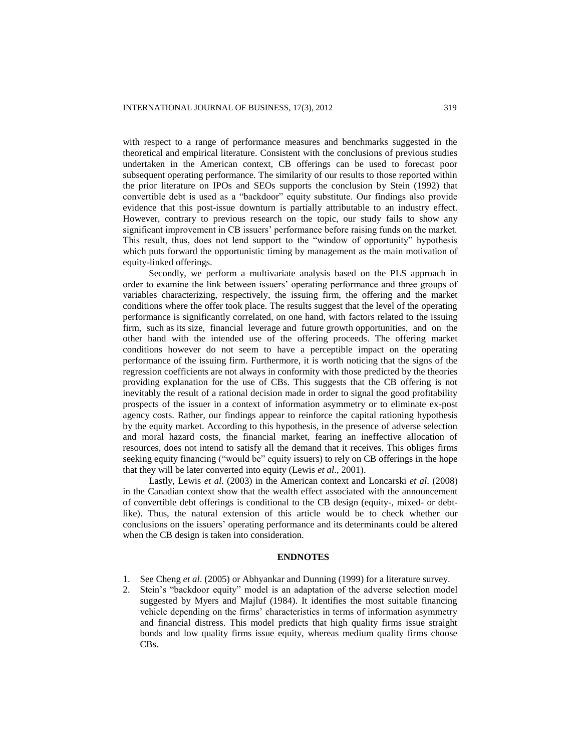with respect to a range of performance measures and benchmarks suggested in the theoretical and empirical literature. Consistent with the conclusions of previous studies undertaken in the American context, CB offerings can be used to forecast poor subsequent operating performance. The similarity of our results to those reported within the prior literature on IPOs and SEOs supports the conclusion by Stein (1992) that convertible debt is used as a "backdoor" equity substitute. Our findings also provide evidence that this post-issue downturn is partially attributable to an industry effect. However, contrary to previous research on the topic, our study fails to show any significant improvement in CB issuers' performance before raising funds on the market. This result, thus, does not lend support to the "window of opportunity" hypothesis which puts forward the opportunistic timing by management as the main motivation of equity-linked offerings.

Secondly, we perform a multivariate analysis based on the PLS approach in order to examine the link between issuers' operating performance and three groups of variables characterizing, respectively, the issuing firm, the offering and the market conditions where the offer took place. The results suggest that the level of the operating performance is significantly correlated, on one hand, with factors related to the issuing firm, such as its size, financial leverage and future growth opportunities, and on the other hand with the intended use of the offering proceeds. The offering market conditions however do not seem to have a perceptible impact on the operating performance of the issuing firm. Furthermore, it is worth noticing that the signs of the regression coefficients are not always in conformity with those predicted by the theories providing explanation for the use of CBs. This suggests that the CB offering is not inevitably the result of a rational decision made in order to signal the good profitability prospects of the issuer in a context of information asymmetry or to eliminate ex-post agency costs. Rather, our findings appear to reinforce the capital rationing hypothesis by the equity market. According to this hypothesis, in the presence of adverse selection and moral hazard costs, the financial market, fearing an ineffective allocation of resources, does not intend to satisfy all the demand that it receives. This obliges firms seeking equity financing ("would be" equity issuers) to rely on CB offerings in the hope that they will be later converted into equity (Lewis *et al*., 2001).

Lastly, Lewis *et al*. (2003) in the American context and Loncarski *et al*. (2008) in the Canadian context show that the wealth effect associated with the announcement of convertible debt offerings is conditional to the CB design (equity-, mixed- or debt-like). Thus, the natural extension of this article would be to check whether our conclusions on the issuers' operating performance and its determinants could be altered when the CB design is taken into consideration.

## ENDNOTES

1. See Cheng *et al*. (2005) or Abhyankar and Dunning (1999) for a literature survey.
2. Stein's "backdoor equity" model is an adaptation of the adverse selection model suggested by Myers and Majluf (1984). It identifies the most suitable financing vehicle depending on the firms' characteristics in terms of information asymmetry and financial distress. This model predicts that high quality firms issue straight bonds and low quality firms issue equity, whereas medium quality firms choose CBs.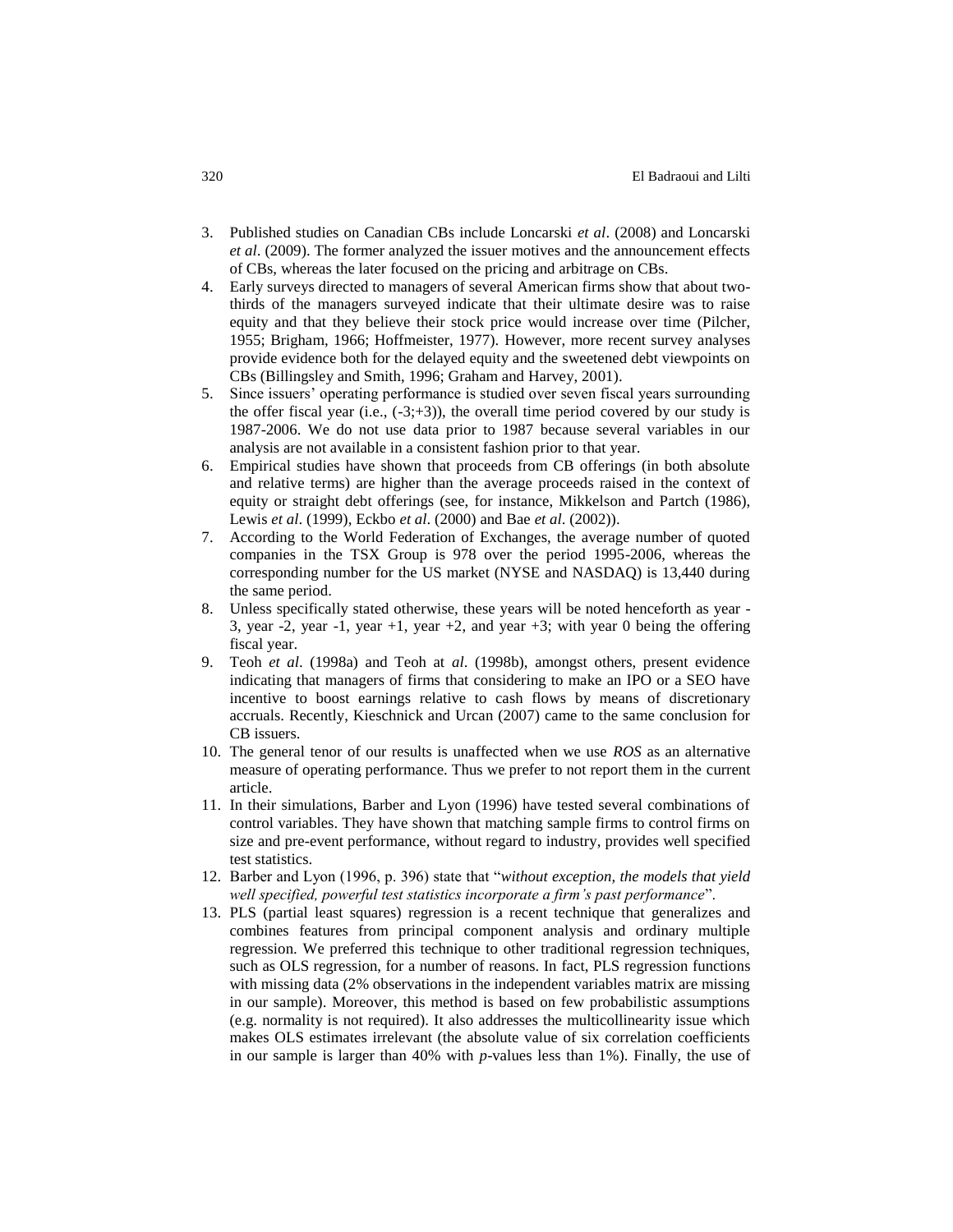3. Published studies on Canadian CBs include Loncarski *et al*. (2008) and Loncarski *et al*. (2009). The former analyzed the issuer motives and the announcement effects of CBs, whereas the later focused on the pricing and arbitrage on CBs.
4. Early surveys directed to managers of several American firms show that about two-thirds of the managers surveyed indicate that their ultimate desire was to raise equity and that they believe their stock price would increase over time (Pilcher, 1955; Brigham, 1966; Hoffmeister, 1977). However, more recent survey analyses provide evidence both for the delayed equity and the sweetened debt viewpoints on CBs (Billingsley and Smith, 1996; Graham and Harvey, 2001).
5. Since issuers' operating performance is studied over seven fiscal years surrounding the offer fiscal year (i.e., (-3;+3)), the overall time period covered by our study is 1987-2006. We do not use data prior to 1987 because several variables in our analysis are not available in a consistent fashion prior to that year.
6. Empirical studies have shown that proceeds from CB offerings (in both absolute and relative terms) are higher than the average proceeds raised in the context of equity or straight debt offerings (see, for instance, Mikkelson and Partch (1986), Lewis *et al*. (1999), Eckbo *et al*. (2000) and Bae *et al*. (2002)).
7. According to the World Federation of Exchanges, the average number of quoted companies in the TSX Group is 978 over the period 1995-2006, whereas the corresponding number for the US market (NYSE and NASDAQ) is 13,440 during the same period.
8. Unless specifically stated otherwise, these years will be noted henceforth as year -3, year -2, year -1, year +1, year +2, and year +3; with year 0 being the offering fiscal year.
9. Teoh *et al*. (1998a) and Teoh at *al*. (1998b), amongst others, present evidence indicating that managers of firms that considering to make an IPO or a SEO have incentive to boost earnings relative to cash flows by means of discretionary accruals. Recently, Kieschnick and Urcan (2007) came to the same conclusion for CB issuers.
10. The general tenor of our results is unaffected when we use *ROS* as an alternative measure of operating performance. Thus we prefer to not report them in the current article.
11. In their simulations, Barber and Lyon (1996) have tested several combinations of control variables. They have shown that matching sample firms to control firms on size and pre-event performance, without regard to industry, provides well specified test statistics.
12. Barber and Lyon (1996, p. 396) state that "*without exception, the models that yield well specified, powerful test statistics incorporate a firm's past performance*".
13. PLS (partial least squares) regression is a recent technique that generalizes and combines features from principal component analysis and ordinary multiple regression. We preferred this technique to other traditional regression techniques, such as OLS regression, for a number of reasons. In fact, PLS regression functions with missing data (2% observations in the independent variables matrix are missing in our sample). Moreover, this method is based on few probabilistic assumptions (e.g. normality is not required). It also addresses the multicollinearity issue which makes OLS estimates irrelevant (the absolute value of six correlation coefficients in our sample is larger than 40% with *p*-values less than 1%). Finally, the use of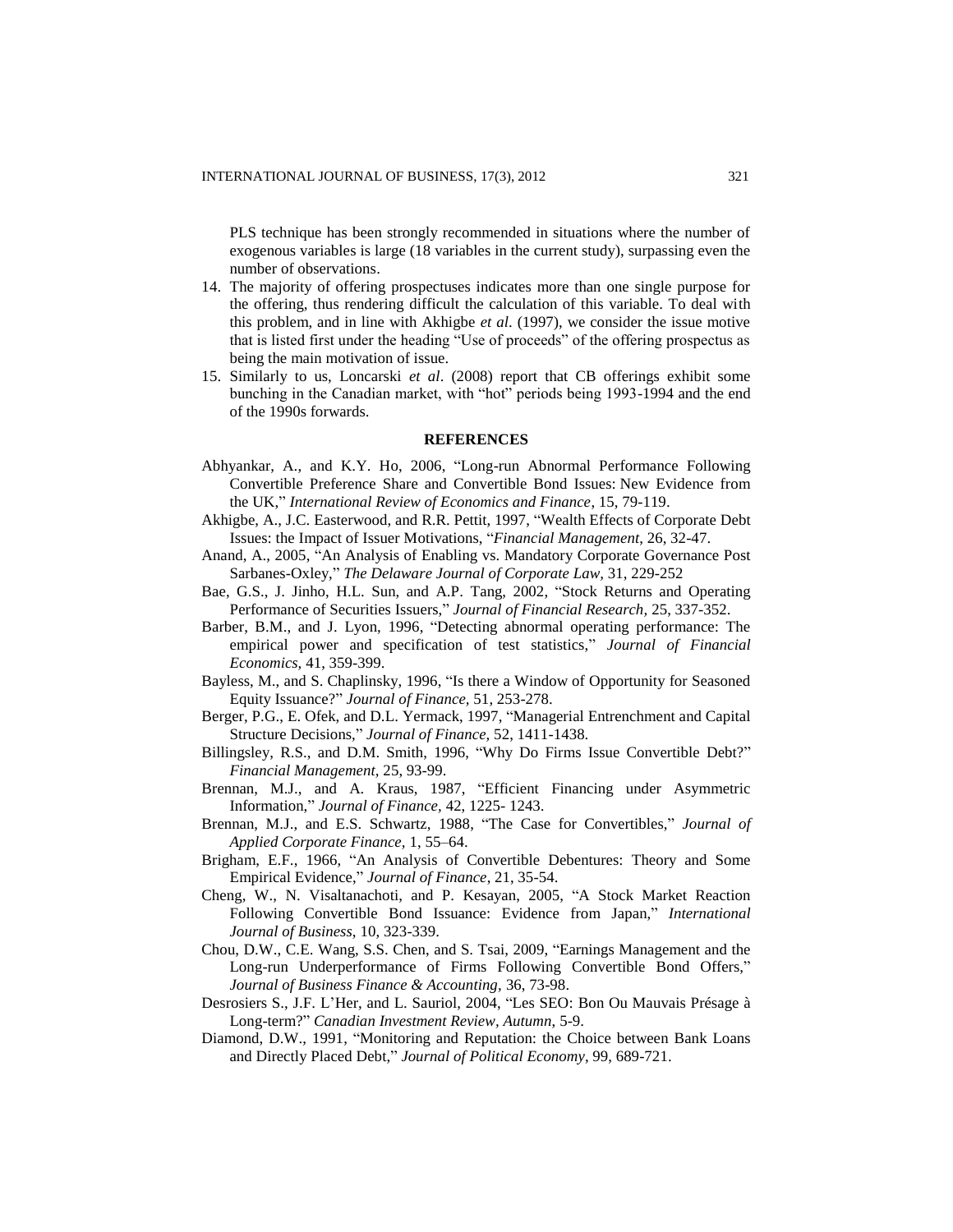PLS technique has been strongly recommended in situations where the number of exogenous variables is large (18 variables in the current study), surpassing even the number of observations.

14. The majority of offering prospectuses indicates more than one single purpose for the offering, thus rendering difficult the calculation of this variable. To deal with this problem, and in line with Akhigbe *et al*. (1997), we consider the issue motive that is listed first under the heading "Use of proceeds" of the offering prospectus as being the main motivation of issue.
15. Similarly to us, Loncarski *et al*. (2008) report that CB offerings exhibit some bunching in the Canadian market, with "hot" periods being 1993-1994 and the end of the 1990s forwards.

## REFERENCES

Abhyankar, A., and K.Y. Ho, 2006, "Long-run Abnormal Performance Following Convertible Preference Share and Convertible Bond Issues: New Evidence from the UK," *International Review of Economics and Finance*, 15, 79-119.

Akhigbe, A., J.C. Easterwood, and R.R. Pettit, 1997, "Wealth Effects of Corporate Debt Issues: the Impact of Issuer Motivations, "*Financial Management*, 26, 32-47.

Anand, A., 2005, "An Analysis of Enabling vs. Mandatory Corporate Governance Post Sarbanes-Oxley," *The Delaware Journal of Corporate Law*, 31, 229-252

Bae, G.S., J. Jinho, H.L. Sun, and A.P. Tang, 2002, "Stock Returns and Operating Performance of Securities Issuers," *Journal of Financial Research*, 25, 337-352.

Barber, B.M., and J. Lyon, 1996, "Detecting abnormal operating performance: The empirical power and specification of test statistics," *Journal of Financial Economics*, 41, 359-399.

Bayless, M., and S. Chaplinsky, 1996, "Is there a Window of Opportunity for Seasoned Equity Issuance?" *Journal of Finance*, 51, 253-278.

Berger, P.G., E. Ofek, and D.L. Yermack, 1997, "Managerial Entrenchment and Capital Structure Decisions," *Journal of Finance*, 52, 1411-1438.

Billingsley, R.S., and D.M. Smith, 1996, "Why Do Firms Issue Convertible Debt?" *Financial Management*, 25, 93-99.

Brennan, M.J., and A. Kraus, 1987, "Efficient Financing under Asymmetric Information," *Journal of Finance*, 42, 1225- 1243.

Brennan, M.J., and E.S. Schwartz, 1988, "The Case for Convertibles," *Journal of Applied Corporate Finance*, 1, 55–64.

Brigham, E.F., 1966, "An Analysis of Convertible Debentures: Theory and Some Empirical Evidence," *Journal of Finance*, 21, 35-54.

Cheng, W., N. Visaltanachoti, and P. Kesayan, 2005, "A Stock Market Reaction Following Convertible Bond Issuance: Evidence from Japan," *International Journal of Business*, 10, 323-339.

Chou, D.W., C.E. Wang, S.S. Chen, and S. Tsai, 2009, "Earnings Management and the Long-run Underperformance of Firms Following Convertible Bond Offers," *Journal of Business Finance & Accounting*, 36, 73-98.

Desrosiers S., J.F. L'Her, and L. Sauriol, 2004, "Les SEO: Bon Ou Mauvais Présage à Long-term?" *Canadian Investment Review, Autumn*, 5-9.

Diamond, D.W., 1991, "Monitoring and Reputation: the Choice between Bank Loans and Directly Placed Debt," *Journal of Political Economy*, 99, 689-721.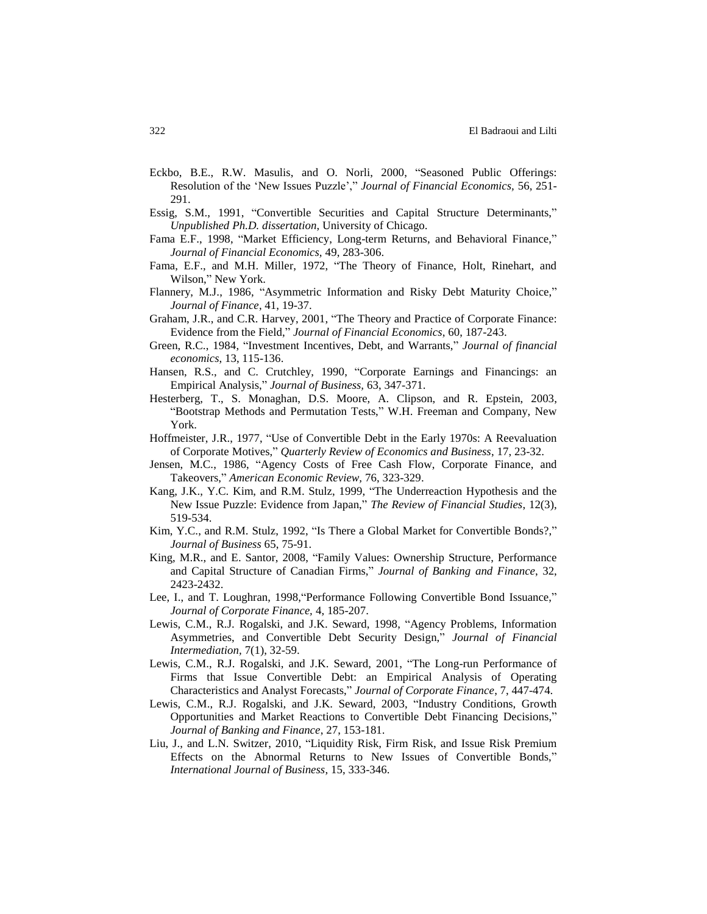Eckbo, B.E., R.W. Masulis, and O. Norli, 2000, "Seasoned Public Offerings: Resolution of the 'New Issues Puzzle'," *Journal of Financial Economics*, 56, 251-291.

Essig, S.M., 1991, "Convertible Securities and Capital Structure Determinants," *Unpublished Ph.D. dissertation*, University of Chicago.

Fama E.F., 1998, "Market Efficiency, Long-term Returns, and Behavioral Finance," *Journal of Financial Economics*, 49, 283-306.

Fama, E.F., and M.H. Miller, 1972, "The Theory of Finance, Holt, Rinehart, and Wilson," New York.

Flannery, M.J., 1986, "Asymmetric Information and Risky Debt Maturity Choice," *Journal of Finance*, 41, 19-37.

Graham, J.R., and C.R. Harvey, 2001, "The Theory and Practice of Corporate Finance: Evidence from the Field," *Journal of Financial Economics*, 60, 187-243.

Green, R.C., 1984, "Investment Incentives, Debt, and Warrants," *Journal of financial economics*, 13, 115-136.

Hansen, R.S., and C. Crutchley, 1990, "Corporate Earnings and Financings: an Empirical Analysis," *Journal of Business,* 63, 347-371.

Hesterberg, T., S. Monaghan, D.S. Moore, A. Clipson, and R. Epstein, 2003, "Bootstrap Methods and Permutation Tests," W.H. Freeman and Company, New York.

Hoffmeister, J.R., 1977, "Use of Convertible Debt in the Early 1970s: A Reevaluation of Corporate Motives," *Quarterly Review of Economics and Business*, 17, 23-32.

Jensen, M.C., 1986, "Agency Costs of Free Cash Flow, Corporate Finance, and Takeovers," *American Economic Review*, 76, 323-329.

Kang, J.K., Y.C. Kim, and R.M. Stulz, 1999, "The Underreaction Hypothesis and the New Issue Puzzle: Evidence from Japan," *The Review of Financial Studies*, 12(3), 519-534.

Kim, Y.C., and R.M. Stulz, 1992, "Is There a Global Market for Convertible Bonds?," *Journal of Business* 65, 75-91.

King, M.R., and E. Santor, 2008, "Family Values: Ownership Structure, Performance and Capital Structure of Canadian Firms," *Journal of Banking and Finance*, 32, 2423-2432.

Lee, I., and T. Loughran, 1998,"Performance Following Convertible Bond Issuance," *Journal of Corporate Finance*, 4, 185-207.

Lewis, C.M., R.J. Rogalski, and J.K. Seward, 1998, "Agency Problems, Information Asymmetries, and Convertible Debt Security Design," *Journal of Financial Intermediation*, 7(1), 32-59.

Lewis, C.M., R.J. Rogalski, and J.K. Seward, 2001, "The Long-run Performance of Firms that Issue Convertible Debt: an Empirical Analysis of Operating Characteristics and Analyst Forecasts," *Journal of Corporate Finance*, 7, 447-474.

Lewis, C.M., R.J. Rogalski, and J.K. Seward, 2003, "Industry Conditions, Growth Opportunities and Market Reactions to Convertible Debt Financing Decisions," *Journal of Banking and Finance*, 27, 153-181.

Liu, J., and L.N. Switzer, 2010, "Liquidity Risk, Firm Risk, and Issue Risk Premium Effects on the Abnormal Returns to New Issues of Convertible Bonds," *International Journal of Business*, 15, 333-346.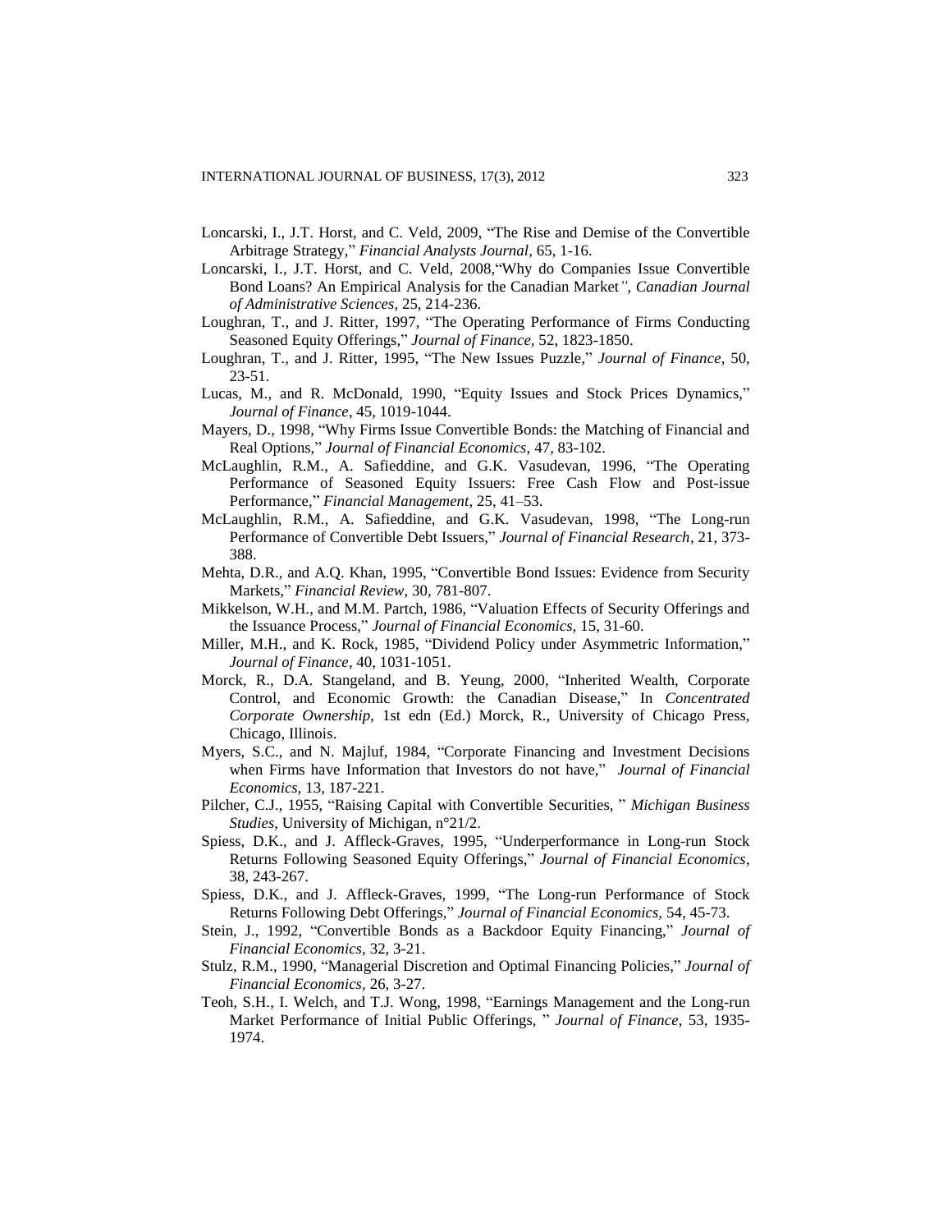Loncarski, I., J.T. Horst, and C. Veld, 2009, "The Rise and Demise of the Convertible Arbitrage Strategy," *Financial Analysts Journal*, 65, 1-16.

Loncarski, I., J.T. Horst, and C. Veld, 2008,"Why do Companies Issue Convertible Bond Loans? An Empirical Analysis for the Canadian Market*", Canadian Journal of Administrative Sciences*, 25, 214-236.

Loughran, T., and J. Ritter, 1997, "The Operating Performance of Firms Conducting Seasoned Equity Offerings," *Journal of Finance*, 52, 1823-1850.

Loughran, T., and J. Ritter, 1995, "The New Issues Puzzle," *Journal of Finance*, 50, 23-51.

Lucas, M., and R. McDonald, 1990, "Equity Issues and Stock Prices Dynamics," *Journal of Finance*, 45, 1019-1044.

Mayers, D., 1998, "Why Firms Issue Convertible Bonds: the Matching of Financial and Real Options," *Journal of Financial Economics*, 47, 83-102.

McLaughlin, R.M., A. Safieddine, and G.K. Vasudevan, 1996, "The Operating Performance of Seasoned Equity Issuers: Free Cash Flow and Post-issue Performance," *Financial Management*, 25, 41–53.

McLaughlin, R.M., A. Safieddine, and G.K. Vasudevan, 1998, "The Long-run Performance of Convertible Debt Issuers," *Journal of Financial Research*, 21, 373-388.

Mehta, D.R., and A.Q. Khan, 1995, "Convertible Bond Issues: Evidence from Security Markets," *Financial Review*, 30, 781-807.

Mikkelson, W.H., and M.M. Partch, 1986, "Valuation Effects of Security Offerings and the Issuance Process," *Journal of Financial Economics*, 15, 31-60.

Miller, M.H., and K. Rock, 1985, "Dividend Policy under Asymmetric Information," *Journal of Finance*, 40, 1031-1051.

Morck, R., D.A. Stangeland, and B. Yeung, 2000, "Inherited Wealth, Corporate Control, and Economic Growth: the Canadian Disease," In *Concentrated Corporate Ownership*, 1st edn (Ed.) Morck, R., University of Chicago Press, Chicago, Illinois.

Myers, S.C., and N. Majluf, 1984, "Corporate Financing and Investment Decisions when Firms have Information that Investors do not have," *Journal of Financial Economics*, 13, 187-221.

Pilcher, C.J., 1955, "Raising Capital with Convertible Securities, " *Michigan Business Studies*, University of Michigan, n°21/2.

Spiess, D.K., and J. Affleck-Graves, 1995, "Underperformance in Long-run Stock Returns Following Seasoned Equity Offerings," *Journal of Financial Economics*, 38, 243-267.

Spiess, D.K., and J. Affleck-Graves, 1999, "The Long-run Performance of Stock Returns Following Debt Offerings," *Journal of Financial Economics*, 54, 45-73.

Stein, J., 1992, "Convertible Bonds as a Backdoor Equity Financing," *Journal of Financial Economics*, 32, 3-21.

Stulz, R.M., 1990, "Managerial Discretion and Optimal Financing Policies," *Journal of Financial Economics*, 26, 3-27.

Teoh, S.H., I. Welch, and T.J. Wong, 1998, "Earnings Management and the Long-run Market Performance of Initial Public Offerings, " *Journal of Finance*, 53, 1935-1974.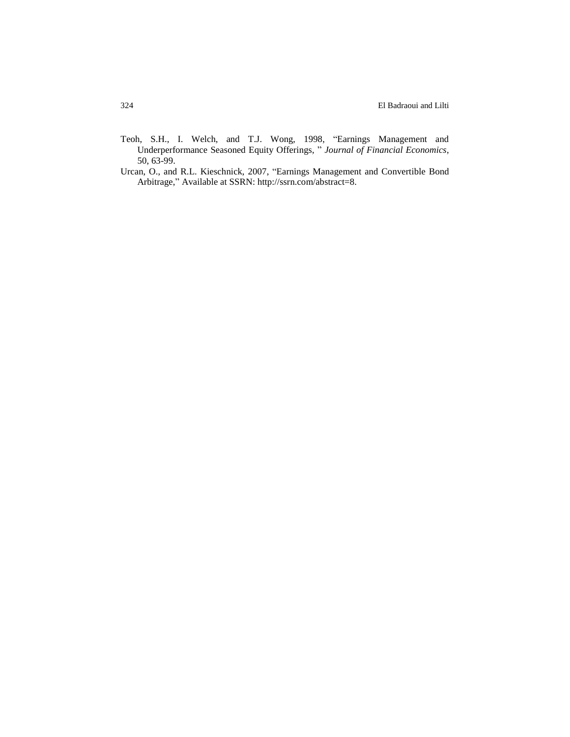Teoh, S.H., I. Welch, and T.J. Wong, 1998, "Earnings Management and Underperformance Seasoned Equity Offerings, " *Journal of Financial Economics*, 50, 63-99.

Urcan, O., and R.L. Kieschnick, 2007, "Earnings Management and Convertible Bond Arbitrage," Available at SSRN: http://ssrn.com/abstract=8.